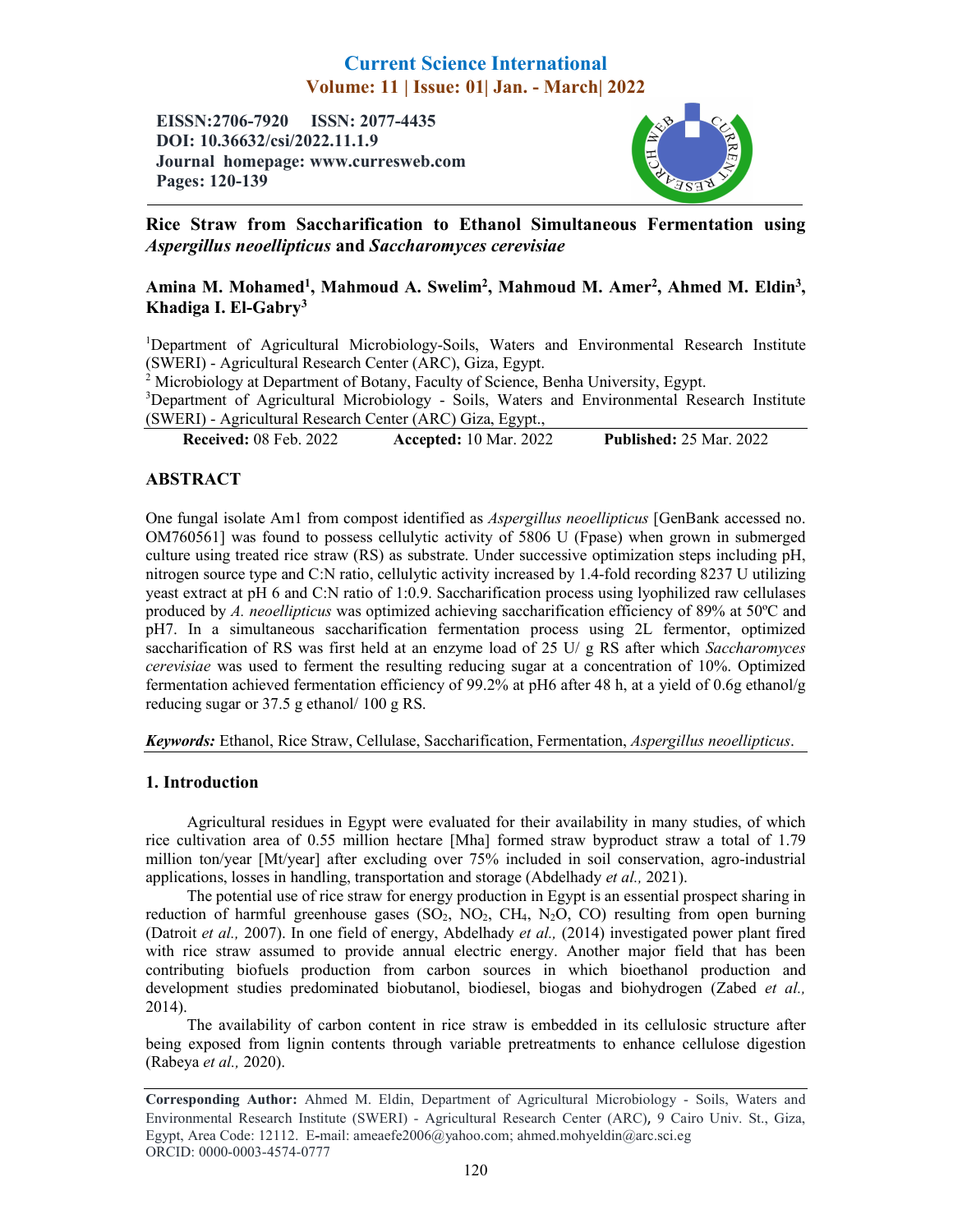# Current Science International
**Volume: 11 | Issue: 01| Jan. - March| 2022**

**EISSN:2706-7920 ISSN: 2077-4435**
**DOI: 10.36632/csi/2022.11.1.9**
**Journal homepage: www.curresweb.com**
**Pages: 120-139**

## Rice Straw from Saccharification to Ethanol Simultaneous Fermentation using *Aspergillus neoellipticus* and *Saccharomyces cerevisiae*

**Amina M. Mohamed[1], Mahmoud A. Swelim[2], Mahmoud M. Amer[2], Ahmed M. Eldin[3], Khadiga I. El-Gabry[3]**

[1]Department of Agricultural Microbiology-Soils, Waters and Environmental Research Institute (SWERI) - Agricultural Research Center (ARC), Giza, Egypt.
[2] Microbiology at Department of Botany, Faculty of Science, Benha University, Egypt.
[3]Department of Agricultural Microbiology - Soils, Waters and Environmental Research Institute (SWERI) - Agricultural Research Center (ARC) Giza, Egypt.,

**Received:** 08 Feb. 2022 **Accepted:** 10 Mar. 2022 **Published:** 25 Mar. 2022

## ABSTRACT

One fungal isolate Am1 from compost identified as *Aspergillus neoellipticus* [GenBank accessed no. OM760561] was found to possess cellulytic activity of 5806 U (Fpase) when grown in submerged culture using treated rice straw (RS) as substrate. Under successive optimization steps including pH, nitrogen source type and C:N ratio, cellulytic activity increased by 1.4-fold recording 8237 U utilizing yeast extract at pH 6 and C:N ratio of 1:0.9. Saccharification process using lyophilized raw cellulases produced by *A. neoellipticus* was optimized achieving saccharification efficiency of 89% at 50ºC and pH7. In a simultaneous saccharification fermentation process using 2L fermentor, optimized saccharification of RS was first held at an enzyme load of 25 U/ g RS after which *Saccharomyces cerevisiae* was used to ferment the resulting reducing sugar at a concentration of 10%. Optimized fermentation achieved fermentation efficiency of 99.2% at pH6 after 48 h, at a yield of 0.6g ethanol/g reducing sugar or 37.5 g ethanol/ 100 g RS.

***Keywords:*** Ethanol, Rice Straw, Cellulase, Saccharification, Fermentation, *Aspergillus neoellipticus*.

## 1. Introduction

Agricultural residues in Egypt were evaluated for their availability in many studies, of which rice cultivation area of 0.55 million hectare [Mha] formed straw byproduct straw a total of 1.79 million ton/year [Mt/year] after excluding over 75% included in soil conservation, agro-industrial applications, losses in handling, transportation and storage (Abdelhady *et al.,* 2021).

The potential use of rice straw for energy production in Egypt is an essential prospect sharing in reduction of harmful greenhouse gases ($SO_2$, $NO_2$, $CH_4$, $N_2O$, CO) resulting from open burning (Datroit *et al.,* 2007). In one field of energy, Abdelhady *et al.,* (2014) investigated power plant fired with rice straw assumed to provide annual electric energy. Another major field that has been contributing biofuels production from carbon sources in which bioethanol production and development studies predominated biobutanol, biodiesel, biogas and biohydrogen (Zabed *et al.,* 2014).

The availability of carbon content in rice straw is embedded in its cellulosic structure after being exposed from lignin contents through variable pretreatments to enhance cellulose digestion (Rabeya *et al.,* 2020).

**Corresponding Author:** Ahmed M. Eldin, Department of Agricultural Microbiology - Soils, Waters and Environmental Research Institute (SWERI) - Agricultural Research Center (ARC), 9 Cairo Univ. St., Giza, Egypt, Area Code: 12112. E-mail: ameaefe2006@yahoo.com; ahmed.mohyeldin@arc.sci.eg
ORCID: 0000-0003-4574-0777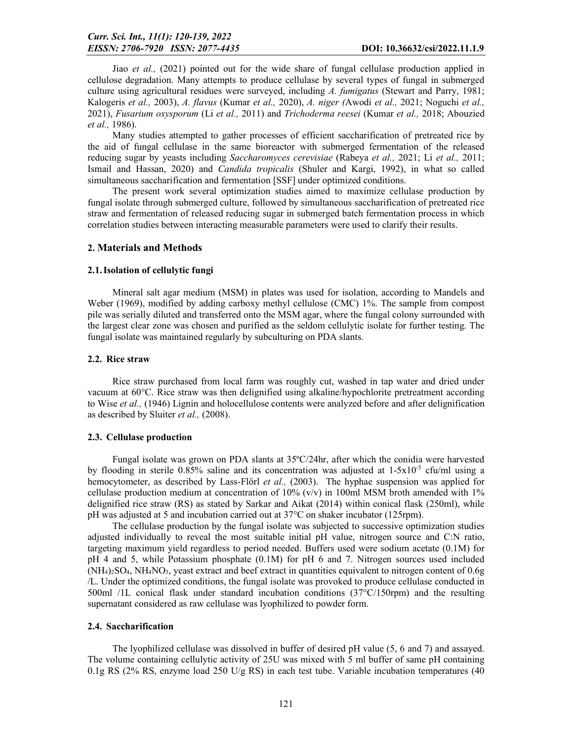Jiao *et al.,* (2021) pointed out for the wide share of fungal cellulase production applied in cellulose degradation. Many attempts to produce cellulase by several types of fungal in submerged culture using agricultural residues were surveyed, including *A. fumigatus* (Stewart and Parry, 1981; Kalogeris *et al.,* 2003), *A. flavus* (Kumar *et al.,* 2020), *A. niger (*Awodi *et al.,* 2021; Noguchi *et al.,* 2021), *Fusarium oxysporum* (Li *et al.,* 2011) and *Trichoderma reesei* (Kumar *et al.,* 2018; Abouzied *et al.,* 1986).

Many studies attempted to gather processes of efficient saccharification of pretreated rice by the aid of fungal cellulase in the same bioreactor with submerged fermentation of the released reducing sugar by yeasts including *Saccharomyces cerevisiae* (Rabeya *et al.,* 2021; Li *et al.,* 2011; Ismail and Hassan, 2020) and *Candida tropicalis* (Shuler and Kargi, 1992), in what so called simultaneous saccharification and fermentation [SSF] under optimized conditions.

The present work several optimization studies aimed to maximize cellulase production by fungal isolate through submerged culture, followed by simultaneous saccharification of pretreated rice straw and fermentation of released reducing sugar in submerged batch fermentation process in which correlation studies between interacting measurable parameters were used to clarify their results.

## 2. Materials and Methods

### 2.1. Isolation of cellulytic fungi

Mineral salt agar medium (MSM) in plates was used for isolation, according to Mandels and Weber (1969), modified by adding carboxy methyl cellulose (CMC) 1%. The sample from compost pile was serially diluted and transferred onto the MSM agar, where the fungal colony surrounded with the largest clear zone was chosen and purified as the seldom cellulytic isolate for further testing. The fungal isolate was maintained regularly by subculturing on PDA slants.

### 2.2. Rice straw

Rice straw purchased from local farm was roughly cut, washed in tap water and dried under vacuum at 60°C. Rice straw was then delignified using alkaline/hypochlorite pretreatment according to Wise *et al.,* (1946) Lignin and holocellulose contents were analyzed before and after delignification as described by Sluiter *et al.,* (2008).

### 2.3. Cellulase production

Fungal isolate was grown on PDA slants at 35ºC/24hr, after which the conidia were harvested by flooding in sterile 0.85% saline and its concentration was adjusted at $1\text{-}5\times10^{-5}$ cfu/ml using a hemocytometer, as described by Lass-Flörl *et al.,* (2003). The hyphae suspension was applied for cellulase production medium at concentration of 10% (v/v) in 100ml MSM broth amended with 1% delignified rice straw (RS) as stated by Sarkar and Aikat (2014) within conical flask (250ml), while pH was adjusted at 5 and incubation carried out at 37°C on shaker incubator (125rpm).

The cellulase production by the fungal isolate was subjected to successive optimization studies adjusted individually to reveal the most suitable initial pH value, nitrogen source and C:N ratio, targeting maximum yield regardless to period needed. Buffers used were sodium acetate (0.1M) for pH 4 and 5, while Potassium phosphate (0.1M) for pH 6 and 7. Nitrogen sources used included $(NH_4)_2SO_4$, $NH_4NO_3$, yeast extract and beef extract in quantities equivalent to nitrogen content of 0.6g /L. Under the optimized conditions, the fungal isolate was provoked to produce cellulase conducted in 500ml /1L conical flask under standard incubation conditions (37°C/150rpm) and the resulting supernatant considered as raw cellulase was lyophilized to powder form.

### 2.4. Saccharification

The lyophilized cellulase was dissolved in buffer of desired pH value (5, 6 and 7) and assayed. The volume containing cellulytic activity of 25U was mixed with 5 ml buffer of same pH containing 0.1g RS (2% RS, enzyme load 250 U/g RS) in each test tube. Variable incubation temperatures (40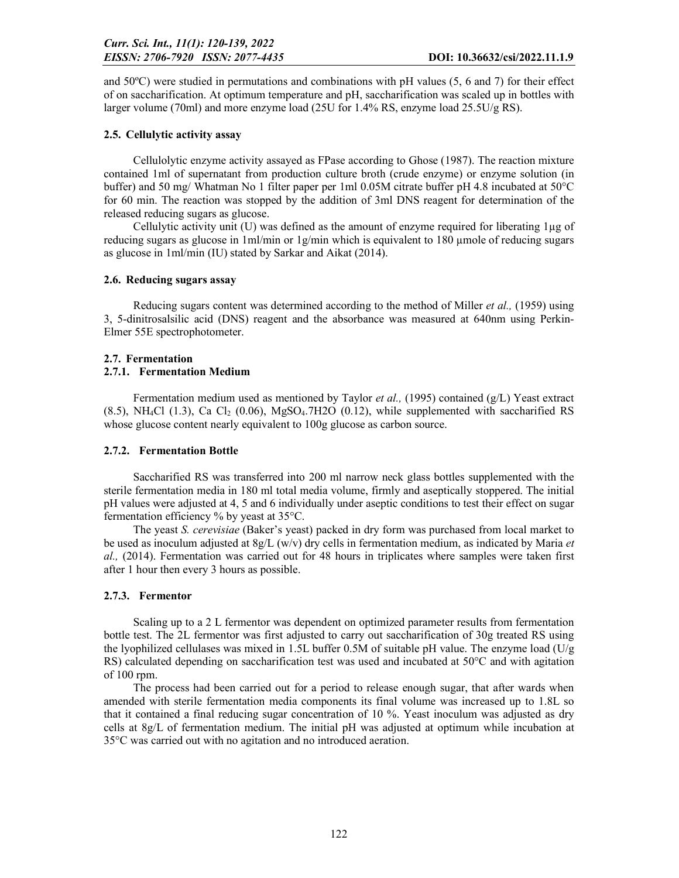and 50ºC) were studied in permutations and combinations with pH values (5, 6 and 7) for their effect of on saccharification. At optimum temperature and pH, saccharification was scaled up in bottles with larger volume (70ml) and more enzyme load (25U for 1.4% RS, enzyme load 25.5U/g RS).

### 2.5. Cellulytic activity assay

Cellulolytic enzyme activity assayed as FPase according to Ghose (1987). The reaction mixture contained 1ml of supernatant from production culture broth (crude enzyme) or enzyme solution (in buffer) and 50 mg/ Whatman No 1 filter paper per 1ml 0.05M citrate buffer pH 4.8 incubated at 50°C for 60 min. The reaction was stopped by the addition of 3ml DNS reagent for determination of the released reducing sugars as glucose.

Cellulytic activity unit (U) was defined as the amount of enzyme required for liberating 1µg of reducing sugars as glucose in 1ml/min or 1g/min which is equivalent to 180 µmole of reducing sugars as glucose in 1ml/min (IU) stated by Sarkar and Aikat (2014).

### 2.6. Reducing sugars assay

Reducing sugars content was determined according to the method of Miller *et al.,* (1959) using 3, 5-dinitrosalsilic acid (DNS) reagent and the absorbance was measured at 640nm using Perkin-Elmer 55E spectrophotometer.

### 2.7. Fermentation

#### 2.7.1. Fermentation Medium

Fermentation medium used as mentioned by Taylor *et al.,* (1995) contained (g/L) Yeast extract (8.5), $NH_4Cl$ (1.3), Ca $Cl_2$ (0.06), $MgSO_4.7H2O$ (0.12), while supplemented with saccharified RS whose glucose content nearly equivalent to 100g glucose as carbon source.

#### 2.7.2. Fermentation Bottle

Saccharified RS was transferred into 200 ml narrow neck glass bottles supplemented with the sterile fermentation media in 180 ml total media volume, firmly and aseptically stoppered. The initial pH values were adjusted at 4, 5 and 6 individually under aseptic conditions to test their effect on sugar fermentation efficiency % by yeast at 35°C.

The yeast *S. cerevisiae* (Baker's yeast) packed in dry form was purchased from local market to be used as inoculum adjusted at 8g/L (w/v) dry cells in fermentation medium, as indicated by Maria *et al.,* (2014). Fermentation was carried out for 48 hours in triplicates where samples were taken first after 1 hour then every 3 hours as possible.

#### 2.7.3. Fermentor

Scaling up to a 2 L fermentor was dependent on optimized parameter results from fermentation bottle test. The 2L fermentor was first adjusted to carry out saccharification of 30g treated RS using the lyophilized cellulases was mixed in 1.5L buffer 0.5M of suitable pH value. The enzyme load (U/g RS) calculated depending on saccharification test was used and incubated at 50°C and with agitation of 100 rpm.

The process had been carried out for a period to release enough sugar, that after wards when amended with sterile fermentation media components its final volume was increased up to 1.8L so that it contained a final reducing sugar concentration of 10 %. Yeast inoculum was adjusted as dry cells at 8g/L of fermentation medium. The initial pH was adjusted at optimum while incubation at 35°C was carried out with no agitation and no introduced aeration.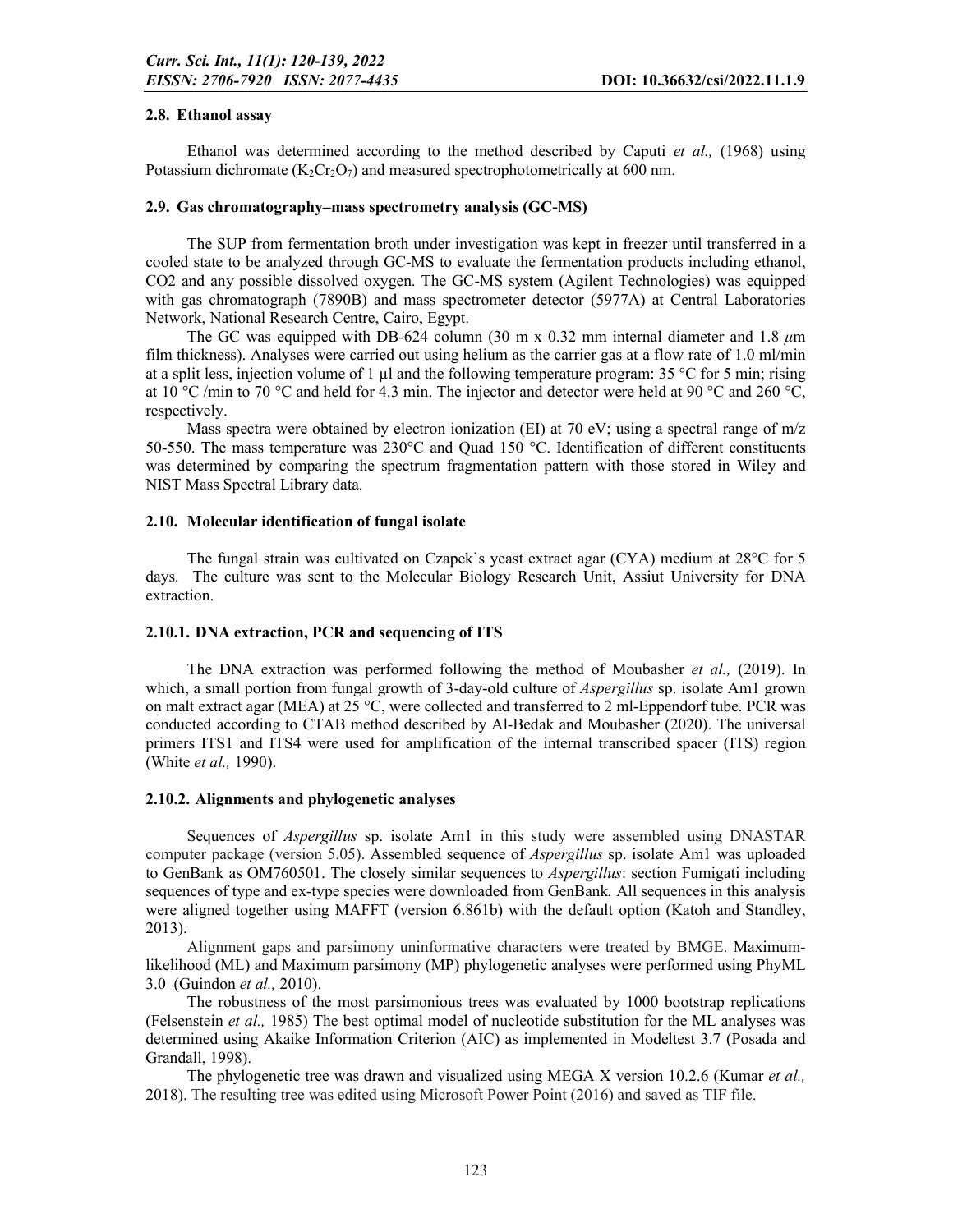### 2.8. Ethanol assay

Ethanol was determined according to the method described by Caputi *et al.,* (1968) using Potassium dichromate ($K_2Cr_2O_7$) and measured spectrophotometrically at 600 nm.

### 2.9. Gas chromatography–mass spectrometry analysis (GC-MS)

The SUP from fermentation broth under investigation was kept in freezer until transferred in a cooled state to be analyzed through GC-MS to evaluate the fermentation products including ethanol, CO2 and any possible dissolved oxygen. The GC-MS system (Agilent Technologies) was equipped with gas chromatograph (7890B) and mass spectrometer detector (5977A) at Central Laboratories Network, National Research Centre, Cairo, Egypt.

The GC was equipped with DB-624 column (30 m x 0.32 mm internal diameter and 1.8 $\mu$m film thickness). Analyses were carried out using helium as the carrier gas at a flow rate of 1.0 ml/min at a split less, injection volume of 1 µl and the following temperature program: 35 °C for 5 min; rising at 10 °C /min to 70 °C and held for 4.3 min. The injector and detector were held at 90 °C and 260 °C, respectively.

Mass spectra were obtained by electron ionization (EI) at 70 eV; using a spectral range of m/z 50-550. The mass temperature was 230°C and Quad 150 °C. Identification of different constituents was determined by comparing the spectrum fragmentation pattern with those stored in Wiley and NIST Mass Spectral Library data.

### 2.10. Molecular identification of fungal isolate

The fungal strain was cultivated on Czapek`s yeast extract agar (CYA) medium at 28°C for 5 days. The culture was sent to the Molecular Biology Research Unit, Assiut University for DNA extraction.

#### 2.10.1. DNA extraction, PCR and sequencing of ITS

The DNA extraction was performed following the method of Moubasher *et al.,* (2019). In which, a small portion from fungal growth of 3-day-old culture of *Aspergillus* sp. isolate Am1 grown on malt extract agar (MEA) at 25 °C, were collected and transferred to 2 ml-Eppendorf tube. PCR was conducted according to CTAB method described by Al-Bedak and Moubasher (2020). The universal primers ITS1 and ITS4 were used for amplification of the internal transcribed spacer (ITS) region (White *et al.,* 1990).

#### 2.10.2. Alignments and phylogenetic analyses

Sequences of *Aspergillus* sp. isolate Am1 in this study were assembled using DNASTAR computer package (version 5.05). Assembled sequence of *Aspergillus* sp. isolate Am1 was uploaded to GenBank as OM760501. The closely similar sequences to *Aspergillus*: section Fumigati including sequences of type and ex-type species were downloaded from GenBank. All sequences in this analysis were aligned together using MAFFT (version 6.861b) with the default option (Katoh and Standley, 2013).

Alignment gaps and parsimony uninformative characters were treated by BMGE. Maximum-likelihood (ML) and Maximum parsimony (MP) phylogenetic analyses were performed using PhyML 3.0 (Guindon *et al.,* 2010).

The robustness of the most parsimonious trees was evaluated by 1000 bootstrap replications (Felsenstein *et al.,* 1985) The best optimal model of nucleotide substitution for the ML analyses was determined using Akaike Information Criterion (AIC) as implemented in Modeltest 3.7 (Posada and Grandall, 1998).

The phylogenetic tree was drawn and visualized using MEGA X version 10.2.6 (Kumar *et al.,* 2018). The resulting tree was edited using Microsoft Power Point (2016) and saved as TIF file.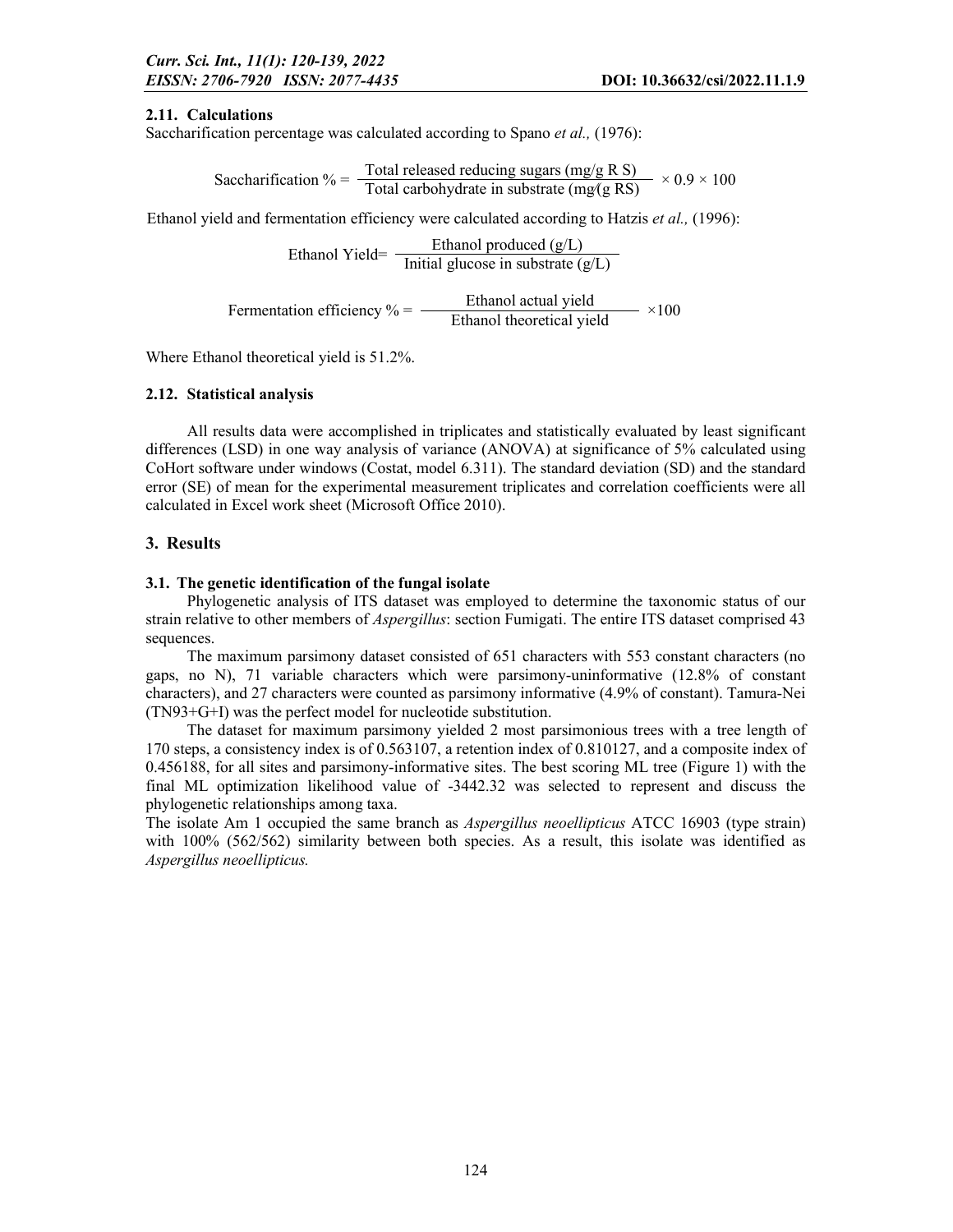### 2.11. Calculations

Saccharification percentage was calculated according to Spano *et al.,* (1976):

$$\text{Saccharification \%} = \frac{\text{Total released reducing sugars (mg/g R S)}}{\text{Total carbohydrate in substrate (mg/(g RS)}} \times 0.9 \times 100$$

Ethanol yield and fermentation efficiency were calculated according to Hatzis *et al.,* (1996):

$$\text{Ethanol Yield} = \frac{\text{Ethanol produced (g/L)}}{\text{Initial glucose in substrate (g/L)}}$$

$$\text{Fermentation efficiency \%} = \frac{\text{Ethanol actual yield}}{\text{Ethanol theoretical yield}} \times 100$$

Where Ethanol theoretical yield is 51.2%.

### 2.12. Statistical analysis

All results data were accomplished in triplicates and statistically evaluated by least significant differences (LSD) in one way analysis of variance (ANOVA) at significance of 5% calculated using CoHort software under windows (Costat, model 6.311). The standard deviation (SD) and the standard error (SE) of mean for the experimental measurement triplicates and correlation coefficients were all calculated in Excel work sheet (Microsoft Office 2010).

## 3. Results

### 3.1. The genetic identification of the fungal isolate

Phylogenetic analysis of ITS dataset was employed to determine the taxonomic status of our strain relative to other members of *Aspergillus*: section Fumigati. The entire ITS dataset comprised 43 sequences.

The maximum parsimony dataset consisted of 651 characters with 553 constant characters (no gaps, no N), 71 variable characters which were parsimony-uninformative (12.8% of constant characters), and 27 characters were counted as parsimony informative (4.9% of constant). Tamura-Nei (TN93+G+I) was the perfect model for nucleotide substitution.

The dataset for maximum parsimony yielded 2 most parsimonious trees with a tree length of 170 steps, a consistency index is of 0.563107, a retention index of 0.810127, and a composite index of 0.456188, for all sites and parsimony-informative sites. The best scoring ML tree (Figure 1) with the final ML optimization likelihood value of -3442.32 was selected to represent and discuss the phylogenetic relationships among taxa.

The isolate Am 1 occupied the same branch as *Aspergillus neoellipticus* ATCC 16903 (type strain) with 100% (562/562) similarity between both species. As a result, this isolate was identified as *Aspergillus neoellipticus.*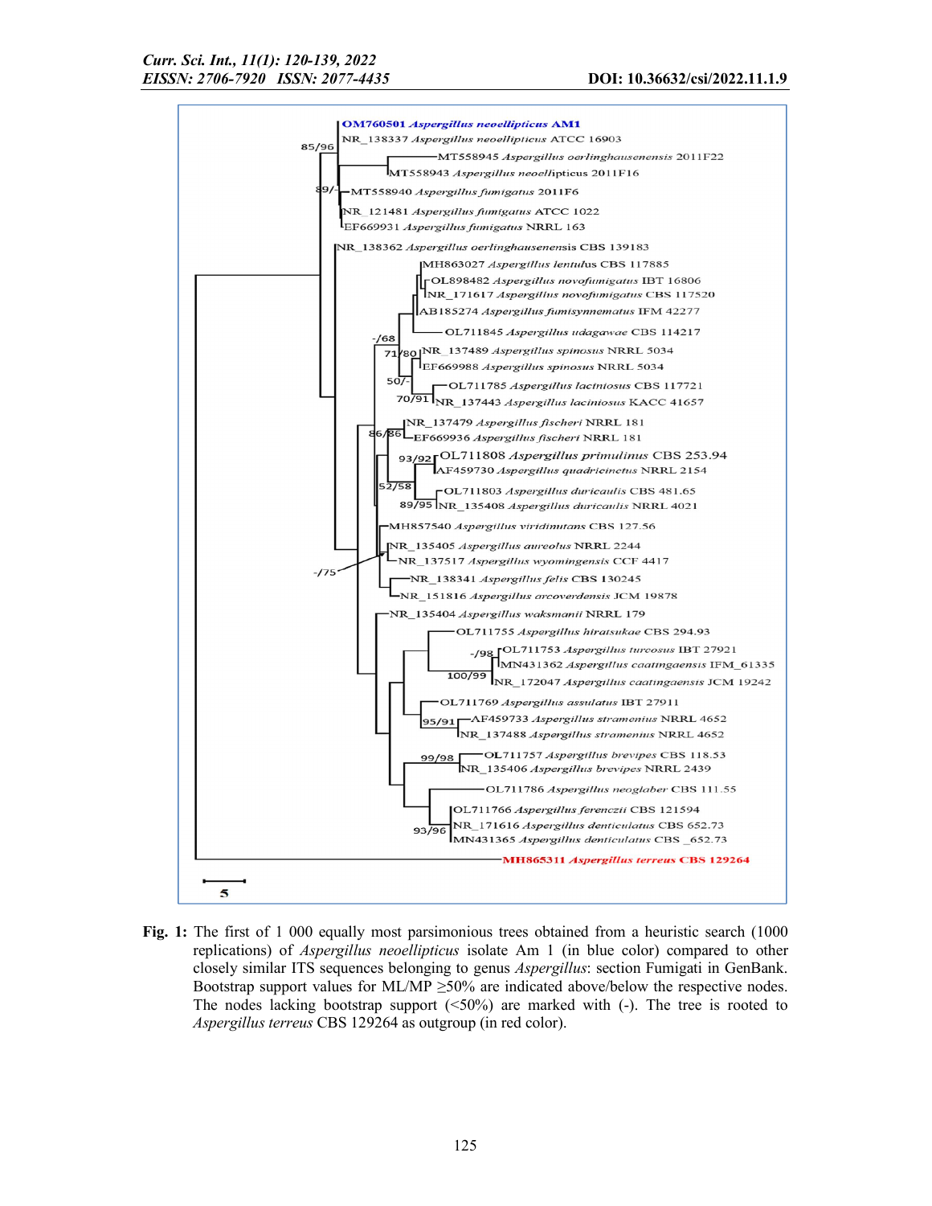**Fig. 1:** The first of 1 000 equally most parsimonious trees obtained from a heuristic search (1000 replications) of *Aspergillus neoellipticus* isolate Am 1 (in blue color) compared to other closely similar ITS sequences belonging to genus *Aspergillus*: section Fumigati in GenBank. Bootstrap support values for ML/MP ≥50% are indicated above/below the respective nodes. The nodes lacking bootstrap support (<50%) are marked with (-). The tree is rooted to *Aspergillus terreus* CBS 129264 as outgroup (in red color).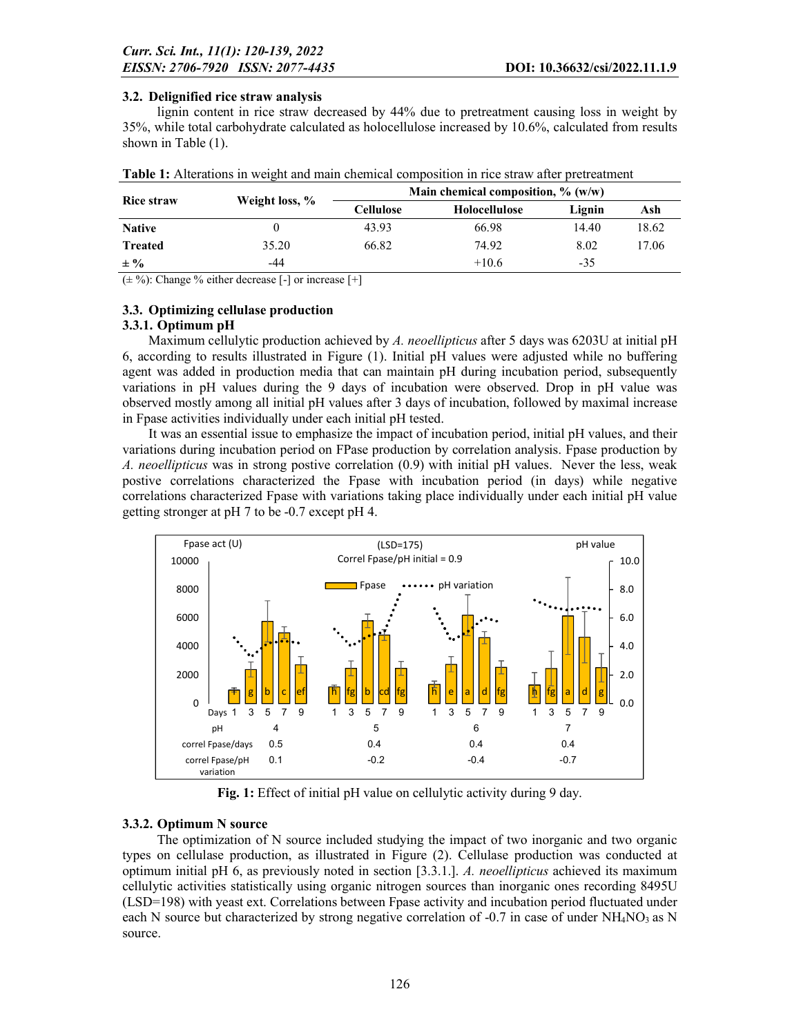### 3.2. Delignified rice straw analysis

lignin content in rice straw decreased by 44% due to pretreatment causing loss in weight by 35%, while total carbohydrate calculated as holocellulose increased by 10.6%, calculated from results shown in Table (1).

**Table 1:** Alterations in weight and main chemical composition in rice straw after pretreatment

| Rice straw | Weight loss, % | Main chemical composition, % (w/w) | | | |
|---|---|---|---|---|---|
| | | Cellulose | Holocellulose | Lignin | Ash |
| **Native** | 0 | 43.93 | 66.98 | 14.40 | 18.62 |
| **Treated** | 35.20 | 66.82 | 74.92 | 8.02 | 17.06 |
| **± %** | -44 | | +10.6 | -35 | |

(± %): Change % either decrease [-] or increase [+]

### 3.3. Optimizing cellulase production

#### 3.3.1. Optimum pH

Maximum cellulytic production achieved by *A. neoellipticus* after 5 days was 6203U at initial pH 6, according to results illustrated in Figure (1). Initial pH values were adjusted while no buffering agent was added in production media that can maintain pH during incubation period, subsequently variations in pH values during the 9 days of incubation were observed. Drop in pH value was observed mostly among all initial pH values after 3 days of incubation, followed by maximal increase in Fpase activities individually under each initial pH tested.

It was an essential issue to emphasize the impact of incubation period, initial pH values, and their variations during incubation period on FPase production by correlation analysis. Fpase production by *A. neoellipticus* was in strong postive correlation (0.9) with initial pH values. Never the less, weak postive correlations characterized the Fpase with incubation period (in days) while negative correlations characterized Fpase with variations taking place individually under each initial pH value getting stronger at pH 7 to be -0.7 except pH 4.

**Fig. 1:** Effect of initial pH value on cellulytic activity during 9 day.

#### 3.3.2. Optimum N source

The optimization of N source included studying the impact of two inorganic and two organic types on cellulase production, as illustrated in Figure (2). Cellulase production was conducted at optimum initial pH 6, as previously noted in section [3.3.1.]. *A. neoellipticus* achieved its maximum cellulytic activities statistically using organic nitrogen sources than inorganic ones recording 8495U (LSD=198) with yeast ext. Correlations between Fpase activity and incubation period fluctuated under each N source but characterized by strong negative correlation of -0.7 in case of under $NH_4NO_3$ as N source.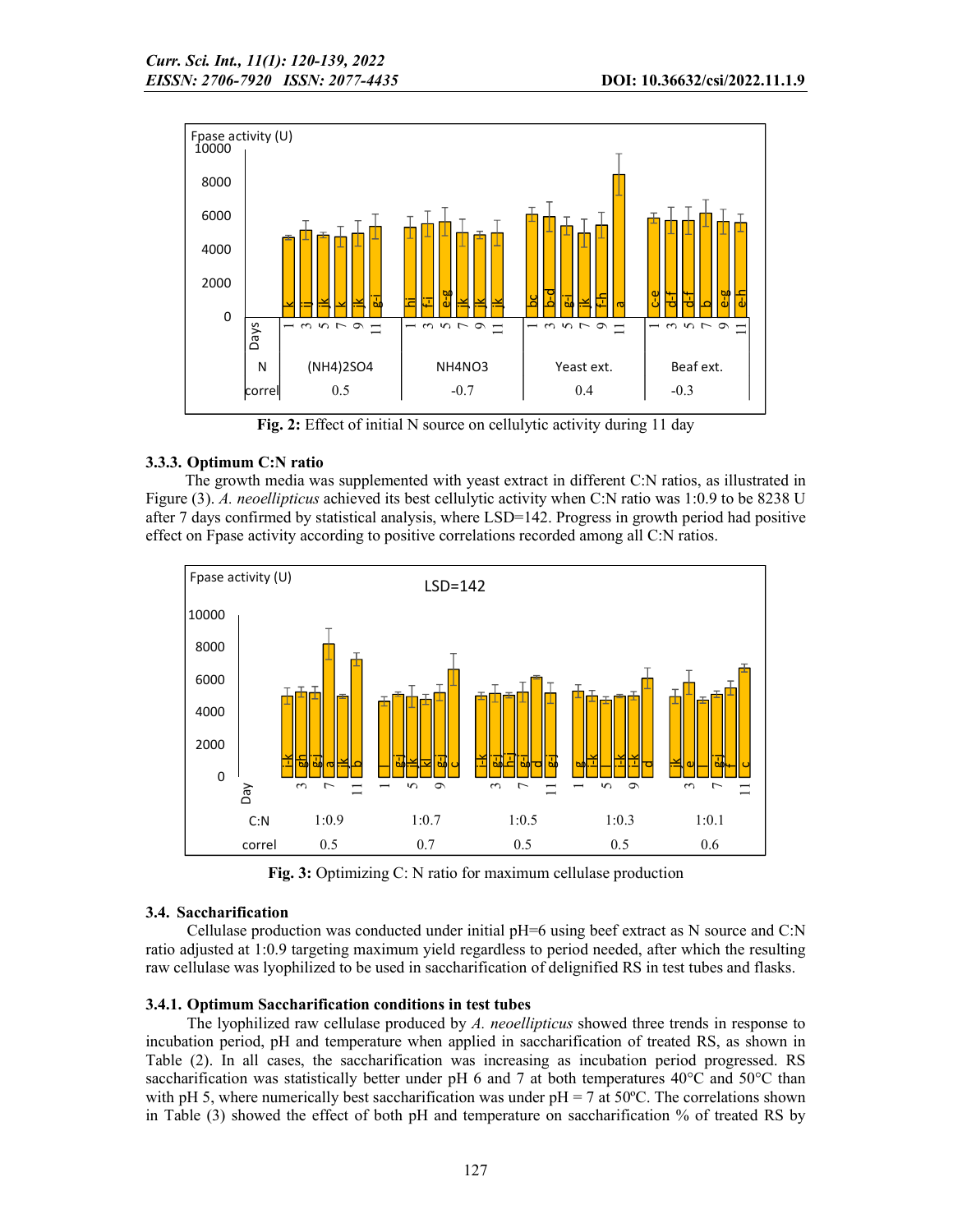**Fig. 2:** Effect of initial N source on cellulytic activity during 11 day

### 3.3.3. Optimum C:N ratio

The growth media was supplemented with yeast extract in different C:N ratios, as illustrated in Figure (3). *A. neoellipticus* achieved its best cellulytic activity when C:N ratio was 1:0.9 to be 8238 U after 7 days confirmed by statistical analysis, where LSD=142. Progress in growth period had positive effect on Fpase activity according to positive correlations recorded among all C:N ratios.

**Fig. 3:** Optimizing C: N ratio for maximum cellulase production

## 3.4. Saccharification

Cellulase production was conducted under initial pH=6 using beef extract as N source and C:N ratio adjusted at 1:0.9 targeting maximum yield regardless to period needed, after which the resulting raw cellulase was lyophilized to be used in saccharification of delignified RS in test tubes and flasks.

### 3.4.1. Optimum Saccharification conditions in test tubes

The lyophilized raw cellulase produced by *A. neoellipticus* showed three trends in response to incubation period, pH and temperature when applied in saccharification of treated RS, as shown in Table (2). In all cases, the saccharification was increasing as incubation period progressed. RS saccharification was statistically better under pH 6 and 7 at both temperatures 40°C and 50°C than with pH 5, where numerically best saccharification was under pH = 7 at 50ºC. The correlations shown in Table (3) showed the effect of both pH and temperature on saccharification % of treated RS by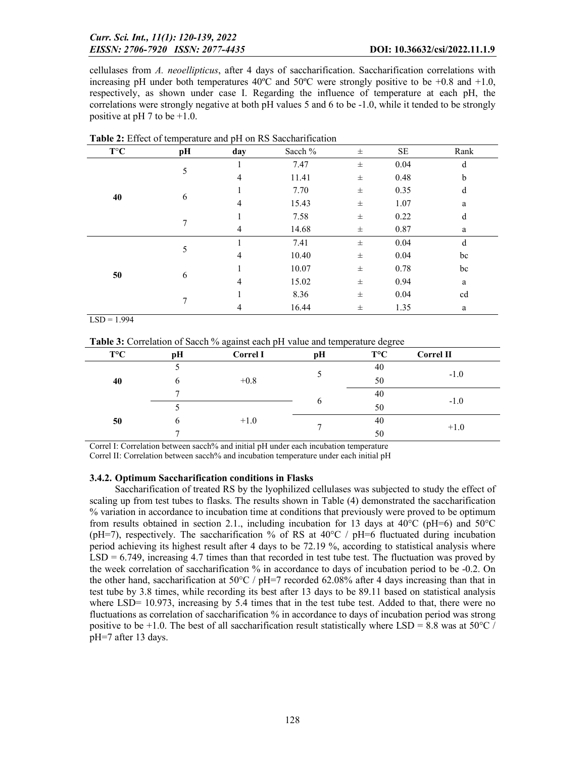cellulases from *A. neoellipticus*, after 4 days of saccharification. Saccharification correlations with increasing pH under both temperatures 40ºC and 50ºC were strongly positive to be +0.8 and +1.0, respectively, as shown under case I. Regarding the influence of temperature at each pH, the correlations were strongly negative at both pH values 5 and 6 to be -1.0, while it tended to be strongly positive at pH 7 to be +1.0.

**Table 2:** Effect of temperature and pH on RS Saccharification

| T°C | pH | day | Sacch % | ± | SE | Rank |
|---|---|---|---|---|---|---|
| 40 | 5 | 1 | 7.47 | ± | 0.04 | d |
| | | 4 | 11.41 | ± | 0.48 | b |
| | 6 | 1 | 7.70 | ± | 0.35 | d |
| | | 4 | 15.43 | ± | 1.07 | a |
| | 7 | 1 | 7.58 | ± | 0.22 | d |
| | | 4 | 14.68 | ± | 0.87 | a |
| 50 | 5 | 1 | 7.41 | ± | 0.04 | d |
| | | 4 | 10.40 | ± | 0.04 | bc |
| | 6 | 1 | 10.07 | ± | 0.78 | bc |
| | | 4 | 15.02 | ± | 0.94 | a |
| | 7 | 1 | 8.36 | ± | 0.04 | cd |
| | | 4 | 16.44 | ± | 1.35 | a |

LSD = 1.994

**Table 3:** Correlation of Sacch % against each pH value and temperature degree

| T°C | pH | Correl I | pH | T°C | Correl II |
|---|---|---|---|---|---|
| 40 | 5 | +0.8 | 5 | 40 | -1.0 |
| | 6 | | | 50 | |
| | 7 | | 6 | 40 | -1.0 |
| 50 | 5 | +1.0 | | 50 | |
| | 6 | | 7 | 40 | +1.0 |
| | 7 | | | 50 | |

Correl I: Correlation between sacch% and initial pH under each incubation temperature
Correl II: Correlation between sacch% and incubation temperature under each initial pH

### 3.4.2. Optimum Saccharification conditions in Flasks

Saccharification of treated RS by the lyophilized cellulases was subjected to study the effect of scaling up from test tubes to flasks. The results shown in Table (4) demonstrated the saccharification % variation in accordance to incubation time at conditions that previously were proved to be optimum from results obtained in section 2.1., including incubation for 13 days at 40°C (pH=6) and 50°C (pH=7), respectively. The saccharification % of RS at 40°C / pH=6 fluctuated during incubation period achieving its highest result after 4 days to be 72.19 %, according to statistical analysis where LSD = 6.749, increasing 4.7 times than that recorded in test tube test. The fluctuation was proved by the week correlation of saccharification % in accordance to days of incubation period to be -0.2. On the other hand, saccharification at 50°C / pH=7 recorded 62.08% after 4 days increasing than that in test tube by 3.8 times, while recording its best after 13 days to be 89.11 based on statistical analysis where LSD= 10.973, increasing by 5.4 times that in the test tube test. Added to that, there were no fluctuations as correlation of saccharification % in accordance to days of incubation period was strong positive to be +1.0. The best of all saccharification result statistically where LSD = 8.8 was at 50°C / pH=7 after 13 days.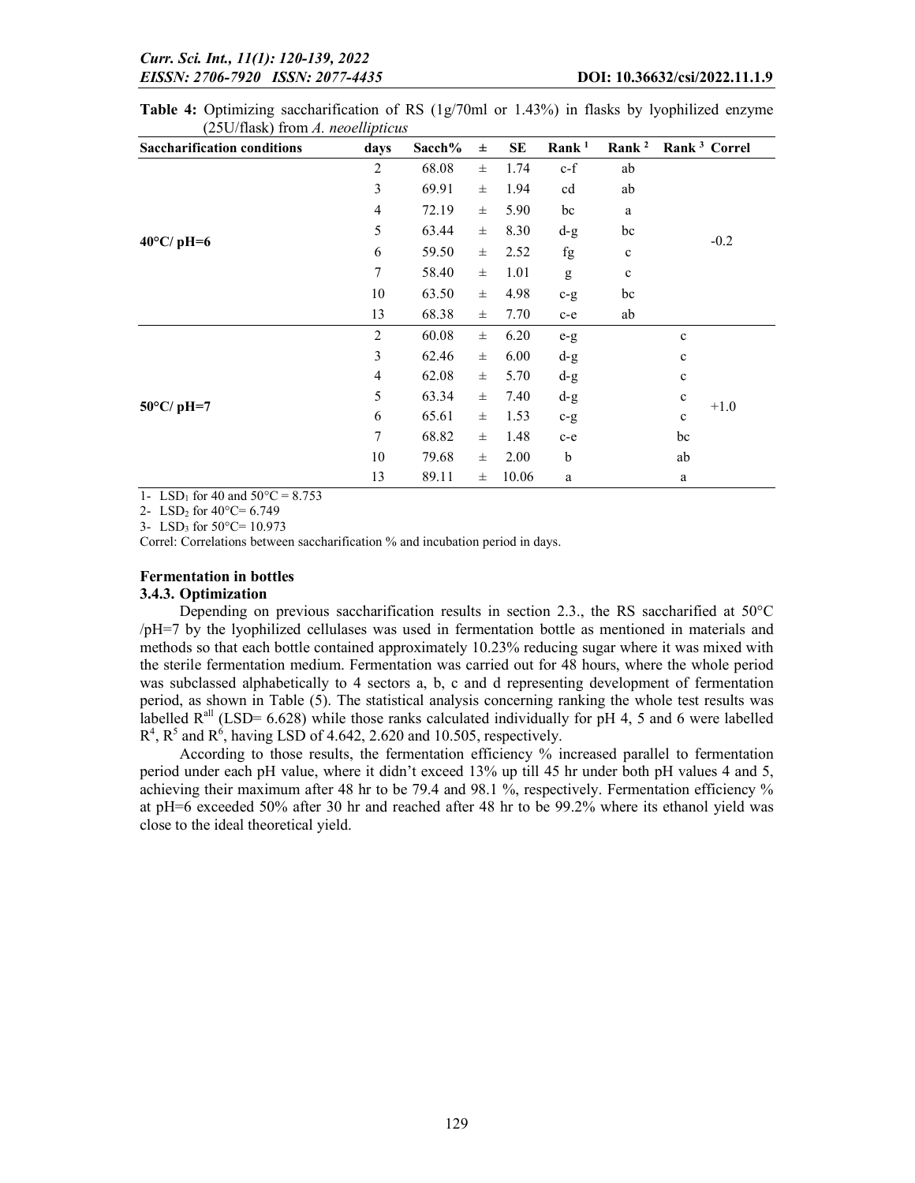**Table 4:** Optimizing saccharification of RS (1g/70ml or 1.43%) in flasks by lyophilized enzyme (25U/flask) from *A. neoellipticus*

| Saccharification conditions | days | Sacch% | ± | SE | Rank [1] | Rank [2] | Rank [3] | Correl |
|---|---|---|---|---|---|---|---|---|
| 40°C/ pH=6 | 2 | 68.08 | ± | 1.74 | c-f | ab | | -0.2 |
| | 3 | 69.91 | ± | 1.94 | cd | ab | | |
| | 4 | 72.19 | ± | 5.90 | bc | a | | |
| | 5 | 63.44 | ± | 8.30 | d-g | bc | | |
| | 6 | 59.50 | ± | 2.52 | fg | c | | |
| | 7 | 58.40 | ± | 1.01 | g | c | | |
| | 10 | 63.50 | ± | 4.98 | c-g | bc | | |
| | 13 | 68.38 | ± | 7.70 | c-e | ab | | |
| 50°C/ pH=7 | 2 | 60.08 | ± | 6.20 | e-g | | c | +1.0 |
| | 3 | 62.46 | ± | 6.00 | d-g | | c | |
| | 4 | 62.08 | ± | 5.70 | d-g | | c | |
| | 5 | 63.34 | ± | 7.40 | d-g | | c | |
| | 6 | 65.61 | ± | 1.53 | c-g | | c | |
| | 7 | 68.82 | ± | 1.48 | c-e | | bc | |
| | 10 | 79.68 | ± | 2.00 | b | | ab | |
| | 13 | 89.11 | ± | 10.06 | a | | a | |

1- $LSD_1$ for 40 and 50°C = 8.753

2- $LSD_2$ for 40°C= 6.749

3- $LSD_3$ for 50°C= 10.973

Correl: Correlations between saccharification % and incubation period in days.

**Fermentation in bottles**

### 3.4.3. Optimization

Depending on previous saccharification results in section 2.3., the RS saccharified at 50°C /pH=7 by the lyophilized cellulases was used in fermentation bottle as mentioned in materials and methods so that each bottle contained approximately 10.23% reducing sugar where it was mixed with the sterile fermentation medium. Fermentation was carried out for 48 hours, where the whole period was subclassed alphabetically to 4 sectors a, b, c and d representing development of fermentation period, as shown in Table (5). The statistical analysis concerning ranking the whole test results was labelled $R^{all}$ (LSD= 6.628) while those ranks calculated individually for pH 4, 5 and 6 were labelled $R^4$, $R^5$ and $R^6$, having LSD of 4.642, 2.620 and 10.505, respectively.

According to those results, the fermentation efficiency % increased parallel to fermentation period under each pH value, where it didn't exceed 13% up till 45 hr under both pH values 4 and 5, achieving their maximum after 48 hr to be 79.4 and 98.1 %, respectively. Fermentation efficiency % at pH=6 exceeded 50% after 30 hr and reached after 48 hr to be 99.2% where its ethanol yield was close to the ideal theoretical yield.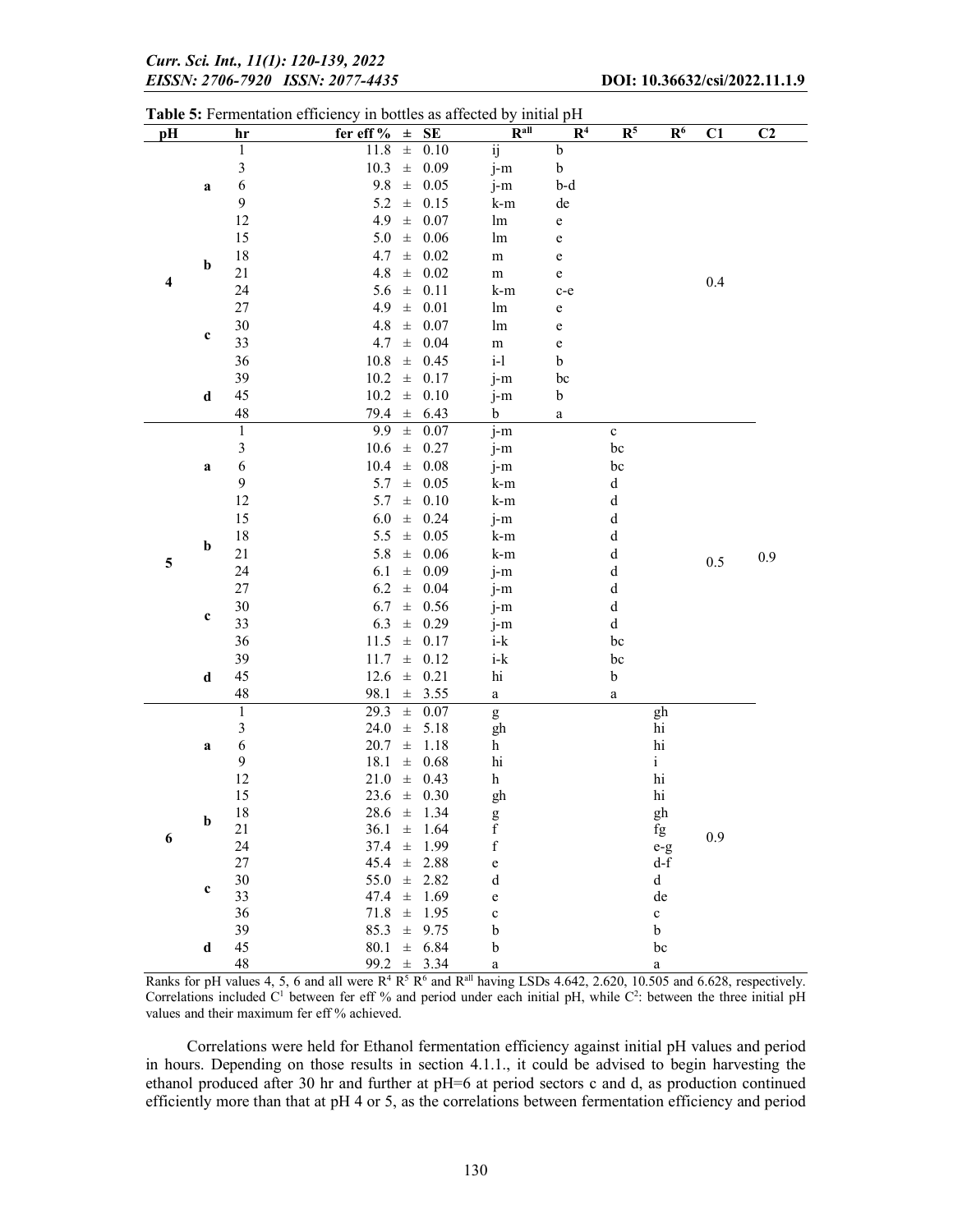**Table 5:** Fermentation efficiency in bottles as affected by initial pH

| pH | | hr | fer eff % ± SE | $R^{all}$ | $R^4$ | $R^5$ | $R^6$ | C1 | C2 |
|---|---|---|---|---|---|---|---|---|---|
| 4 | a | 1 | 11.8 ± 0.10 | ij | b | | | 0.4 | |
| | | 3 | 10.3 ± 0.09 | j-m | b | | | | |
| | | 6 | 9.8 ± 0.05 | j-m | b-d | | | | |
| | | 9 | 5.2 ± 0.15 | k-m | de | | | | |
| | b | 12 | 4.9 ± 0.07 | lm | e | | | | |
| | | 15 | 5.0 ± 0.06 | lm | e | | | | |
| | | 18 | 4.7 ± 0.02 | m | e | | | | |
| | | 21 | 4.8 ± 0.02 | m | e | | | | |
| | | 24 | 5.6 ± 0.11 | k-m | c-e | | | | |
| | c | 27 | 4.9 ± 0.01 | lm | e | | | | |
| | | 30 | 4.8 ± 0.07 | lm | e | | | | |
| | | 33 | 4.7 ± 0.04 | m | e | | | | |
| | | 36 | 10.8 ± 0.45 | i-l | b | | | | |
| | d | 39 | 10.2 ± 0.17 | j-m | bc | | | | |
| | | 45 | 10.2 ± 0.10 | j-m | b | | | | |
| | | 48 | 79.4 ± 6.43 | b | a | | | | |
| 5 | a | 1 | 9.9 ± 0.07 | j-m | | c | | 0.5 | 0.9 |
| | | 3 | 10.6 ± 0.27 | j-m | | bc | | | |
| | | 6 | 10.4 ± 0.08 | j-m | | bc | | | |
| | | 9 | 5.7 ± 0.05 | k-m | | d | | | |
| | b | 12 | 5.7 ± 0.10 | k-m | | d | | | |
| | | 15 | 6.0 ± 0.24 | j-m | | d | | | |
| | | 18 | 5.5 ± 0.05 | k-m | | d | | | |
| | | 21 | 5.8 ± 0.06 | k-m | | d | | | |
| | | 24 | 6.1 ± 0.09 | j-m | | d | | | |
| | c | 27 | 6.2 ± 0.04 | j-m | | d | | | |
| | | 30 | 6.7 ± 0.56 | j-m | | d | | | |
| | | 33 | 6.3 ± 0.29 | j-m | | d | | | |
| | | 36 | 11.5 ± 0.17 | i-k | | bc | | | |
| | d | 39 | 11.7 ± 0.12 | i-k | | bc | | | |
| | | 45 | 12.6 ± 0.21 | hi | | b | | | |
| | | 48 | 98.1 ± 3.55 | a | | a | | | |
| 6 | a | 1 | 29.3 ± 0.07 | g | | | gh | 0.9 | |
| | | 3 | 24.0 ± 5.18 | gh | | | hi | | |
| | | 6 | 20.7 ± 1.18 | h | | | hi | | |
| | | 9 | 18.1 ± 0.68 | hi | | | i | | |
| | b | 12 | 21.0 ± 0.43 | h | | | hi | | |
| | | 15 | 23.6 ± 0.30 | gh | | | hi | | |
| | | 18 | 28.6 ± 1.34 | g | | | gh | | |
| | | 21 | 36.1 ± 1.64 | f | | | fg | | |
| | | 24 | 37.4 ± 1.99 | f | | | e-g | | |
| | c | 27 | 45.4 ± 2.88 | e | | | d-f | | |
| | | 30 | 55.0 ± 2.82 | d | | | d | | |
| | | 33 | 47.4 ± 1.69 | e | | | de | | |
| | | 36 | 71.8 ± 1.95 | c | | | c | | |
| | d | 39 | 85.3 ± 9.75 | b | | | b | | |
| | | 45 | 80.1 ± 6.84 | b | | | bc | | |
| | | 48 | 99.2 ± 3.34 | a | | | a | | |

Ranks for pH values 4, 5, 6 and all were $R^4$ $R^5$ $R^6$ and $R^{all}$ having LSDs 4.642, 2.620, 10.505 and 6.628, respectively. Correlations included $C^1$ between fer eff % and period under each initial pH, while $C^2$: between the three initial pH values and their maximum fer eff % achieved.

Correlations were held for Ethanol fermentation efficiency against initial pH values and period in hours. Depending on those results in section 4.1.1., it could be advised to begin harvesting the ethanol produced after 30 hr and further at pH=6 at period sectors c and d, as production continued efficiently more than that at pH 4 or 5, as the correlations between fermentation efficiency and period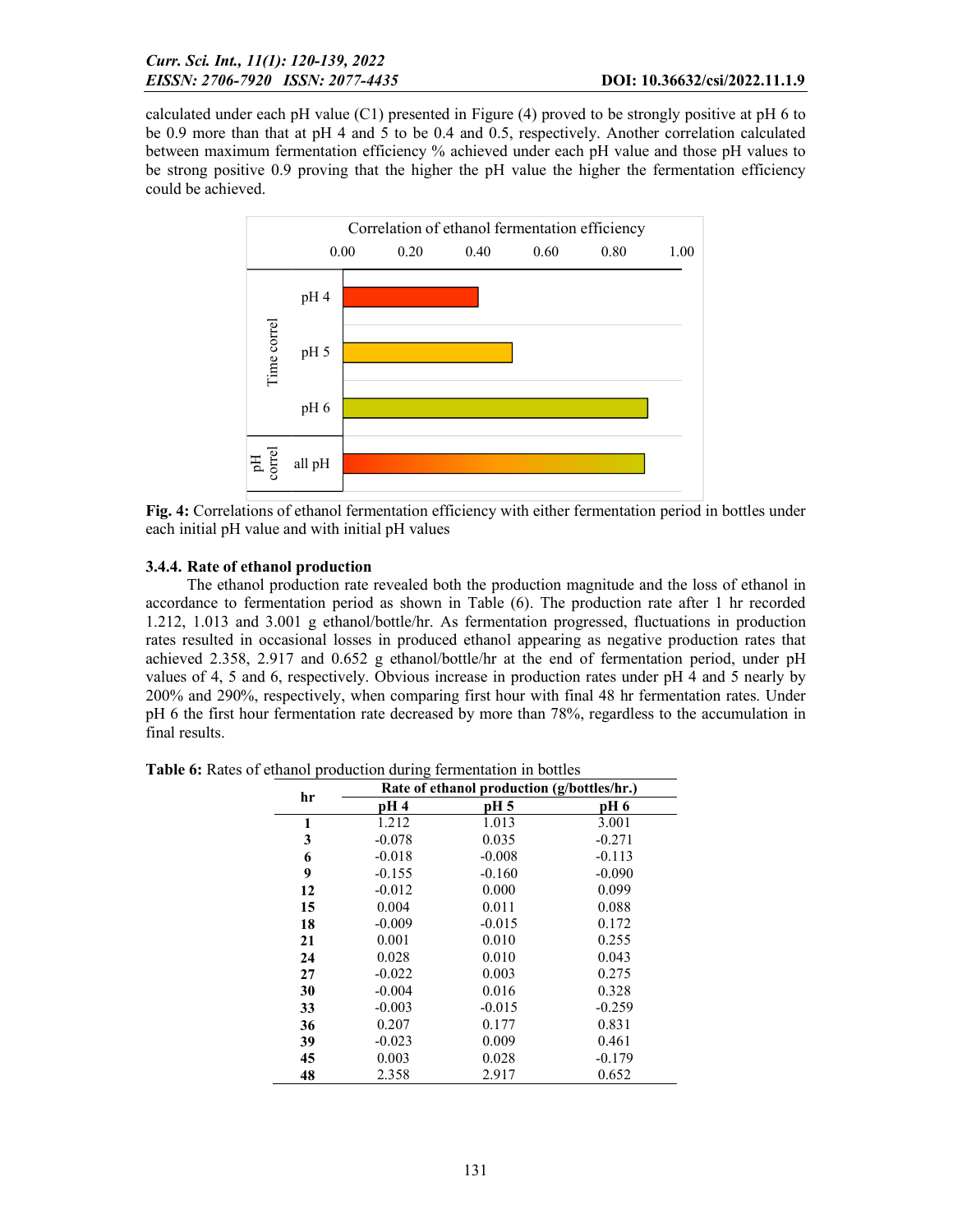calculated under each pH value (C1) presented in Figure (4) proved to be strongly positive at pH 6 to be 0.9 more than that at pH 4 and 5 to be 0.4 and 0.5, respectively. Another correlation calculated between maximum fermentation efficiency % achieved under each pH value and those pH values to be strong positive 0.9 proving that the higher the pH value the higher the fermentation efficiency could be achieved.

**Fig. 4:** Correlations of ethanol fermentation efficiency with either fermentation period in bottles under each initial pH value and with initial pH values

### 3.4.4. Rate of ethanol production

The ethanol production rate revealed both the production magnitude and the loss of ethanol in accordance to fermentation period as shown in Table (6). The production rate after 1 hr recorded 1.212, 1.013 and 3.001 g ethanol/bottle/hr. As fermentation progressed, fluctuations in production rates resulted in occasional losses in produced ethanol appearing as negative production rates that achieved 2.358, 2.917 and 0.652 g ethanol/bottle/hr at the end of fermentation period, under pH values of 4, 5 and 6, respectively. Obvious increase in production rates under pH 4 and 5 nearly by 200% and 290%, respectively, when comparing first hour with final 48 hr fermentation rates. Under pH 6 the first hour fermentation rate decreased by more than 78%, regardless to the accumulation in final results.

**Table 6:** Rates of ethanol production during fermentation in bottles

| hr | Rate of ethanol production (g/bottles/hr.) | | |
|---|---|---|---|
| | **pH 4** | **pH 5** | **pH 6** |
| **1** | 1.212 | 1.013 | 3.001 |
| **3** | -0.078 | 0.035 | -0.271 |
| **6** | -0.018 | -0.008 | -0.113 |
| **9** | -0.155 | -0.160 | -0.090 |
| **12** | -0.012 | 0.000 | 0.099 |
| **15** | 0.004 | 0.011 | 0.088 |
| **18** | -0.009 | -0.015 | 0.172 |
| **21** | 0.001 | 0.010 | 0.255 |
| **24** | 0.028 | 0.010 | 0.043 |
| **27** | -0.022 | 0.003 | 0.275 |
| **30** | -0.004 | 0.016 | 0.328 |
| **33** | -0.003 | -0.015 | -0.259 |
| **36** | 0.207 | 0.177 | 0.831 |
| **39** | -0.023 | 0.009 | 0.461 |
| **45** | 0.003 | 0.028 | -0.179 |
| **48** | 2.358 | 2.917 | 0.652 |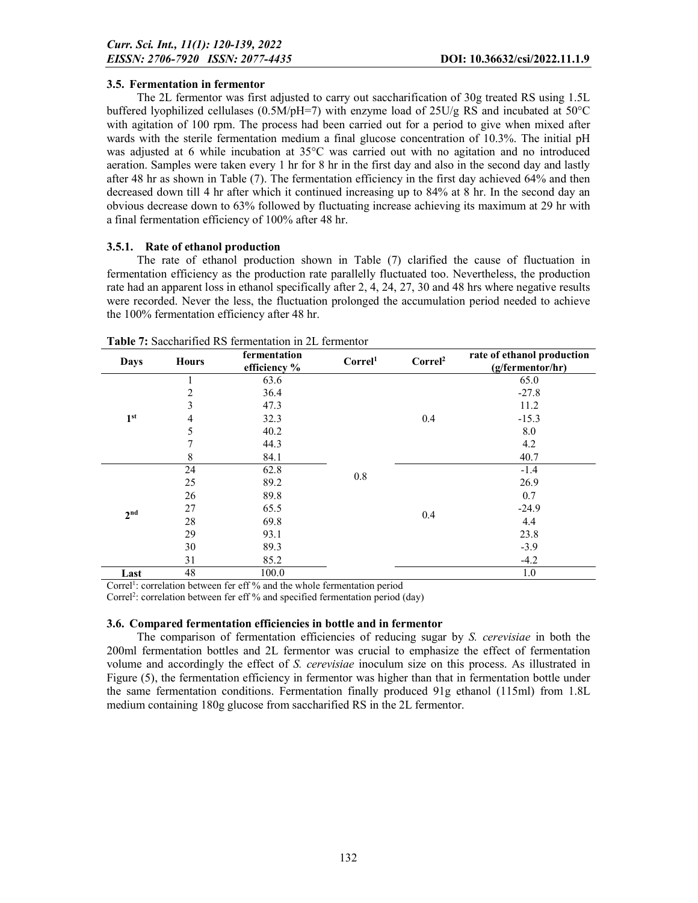### 3.5. Fermentation in fermentor

The 2L fermentor was first adjusted to carry out saccharification of 30g treated RS using 1.5L buffered lyophilized cellulases (0.5M/pH=7) with enzyme load of 25U/g RS and incubated at 50°C with agitation of 100 rpm. The process had been carried out for a period to give when mixed after wards with the sterile fermentation medium a final glucose concentration of 10.3%. The initial pH was adjusted at 6 while incubation at 35°C was carried out with no agitation and no introduced aeration. Samples were taken every 1 hr for 8 hr in the first day and also in the second day and lastly after 48 hr as shown in Table (7). The fermentation efficiency in the first day achieved 64% and then decreased down till 4 hr after which it continued increasing up to 84% at 8 hr. In the second day an obvious decrease down to 63% followed by fluctuating increase achieving its maximum at 29 hr with a final fermentation efficiency of 100% after 48 hr.

#### 3.5.1. Rate of ethanol production

The rate of ethanol production shown in Table (7) clarified the cause of fluctuation in fermentation efficiency as the production rate parallelly fluctuated too. Nevertheless, the production rate had an apparent loss in ethanol specifically after 2, 4, 24, 27, 30 and 48 hrs where negative results were recorded. Never the less, the fluctuation prolonged the accumulation period needed to achieve the 100% fermentation efficiency after 48 hr.

**Table 7:** Saccharified RS fermentation in 2L fermentor

| Days | Hours | fermentation efficiency % | Correl[1] | Correl[2] | rate of ethanol production (g/fermentor/hr) |
|---|---|---|---|---|---|
| 1st | 1 | 63.6 | 0.8 | 0.4 | 65.0 |
| | 2 | 36.4 | | | -27.8 |
| | 3 | 47.3 | | | 11.2 |
| | 4 | 32.3 | | | -15.3 |
| | 5 | 40.2 | | | 8.0 |
| | 7 | 44.3 | | | 4.2 |
| | 8 | 84.1 | | | 40.7 |
| 2nd | 24 | 62.8 | | 0.4 | -1.4 |
| | 25 | 89.2 | | | 26.9 |
| | 26 | 89.8 | | | 0.7 |
| | 27 | 65.5 | | | -24.9 |
| | 28 | 69.8 | | | 4.4 |
| | 29 | 93.1 | | | 23.8 |
| | 30 | 89.3 | | | -3.9 |
| | 31 | 85.2 | | | -4.2 |
| Last | 48 | 100.0 | | | 1.0 |

Correl[1]: correlation between fer eff % and the whole fermentation period

Correl[2]: correlation between fer eff % and specified fermentation period (day)

### 3.6. Compared fermentation efficiencies in bottle and in fermentor

The comparison of fermentation efficiencies of reducing sugar by *S. cerevisiae* in both the 200ml fermentation bottles and 2L fermentor was crucial to emphasize the effect of fermentation volume and accordingly the effect of *S. cerevisiae* inoculum size on this process. As illustrated in Figure (5), the fermentation efficiency in fermentor was higher than that in fermentation bottle under the same fermentation conditions. Fermentation finally produced 91g ethanol (115ml) from 1.8L medium containing 180g glucose from saccharified RS in the 2L fermentor.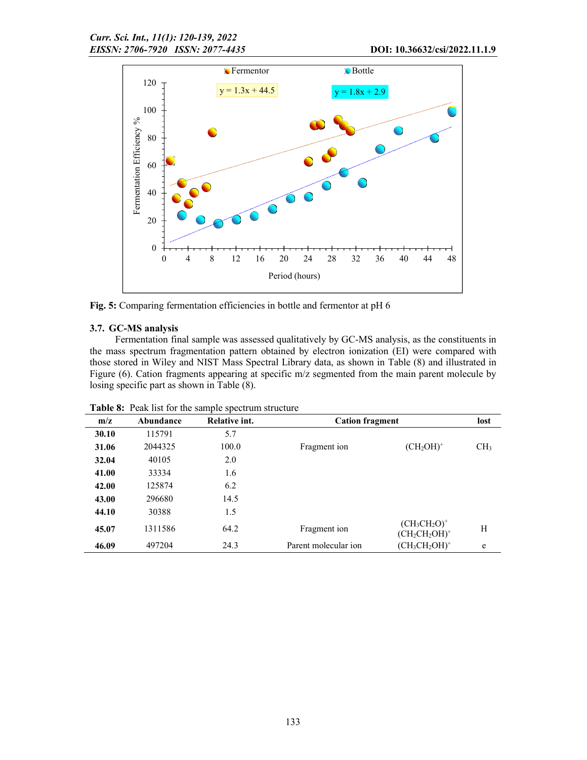**Fig. 5:** Comparing fermentation efficiencies in bottle and fermentor at pH 6

### 3.7. GC-MS analysis

Fermentation final sample was assessed qualitatively by GC-MS analysis, as the constituents in the mass spectrum fragmentation pattern obtained by electron ionization (EI) were compared with those stored in Wiley and NIST Mass Spectral Library data, as shown in Table (8) and illustrated in Figure (6). Cation fragments appearing at specific m/z segmented from the main parent molecule by losing specific part as shown in Table (8).

**Table 8:** Peak list for the sample spectrum structure

| m/z | Abundance | Relative int. | Cation fragment | | lost |
|---|---|---|---|---|---|
| **30.10** | 115791 | 5.7 | | | |
| **31.06** | 2044325 | 100.0 | Fragment ion | $(CH_2OH)^+$ | $CH_3$ |
| **32.04** | 40105 | 2.0 | | | |
| **41.00** | 33334 | 1.6 | | | |
| **42.00** | 125874 | 6.2 | | | |
| **43.00** | 296680 | 14.5 | | | |
| **44.10** | 30388 | 1.5 | | | |
| **45.07** | 1311586 | 64.2 | Fragment ion | $(CH_3CH_2O)^+$ $(CH_2CH_2OH)^+$ | H |
| **46.09** | 497204 | 24.3 | Parent molecular ion | $(CH_3CH_2OH)^+$ | e |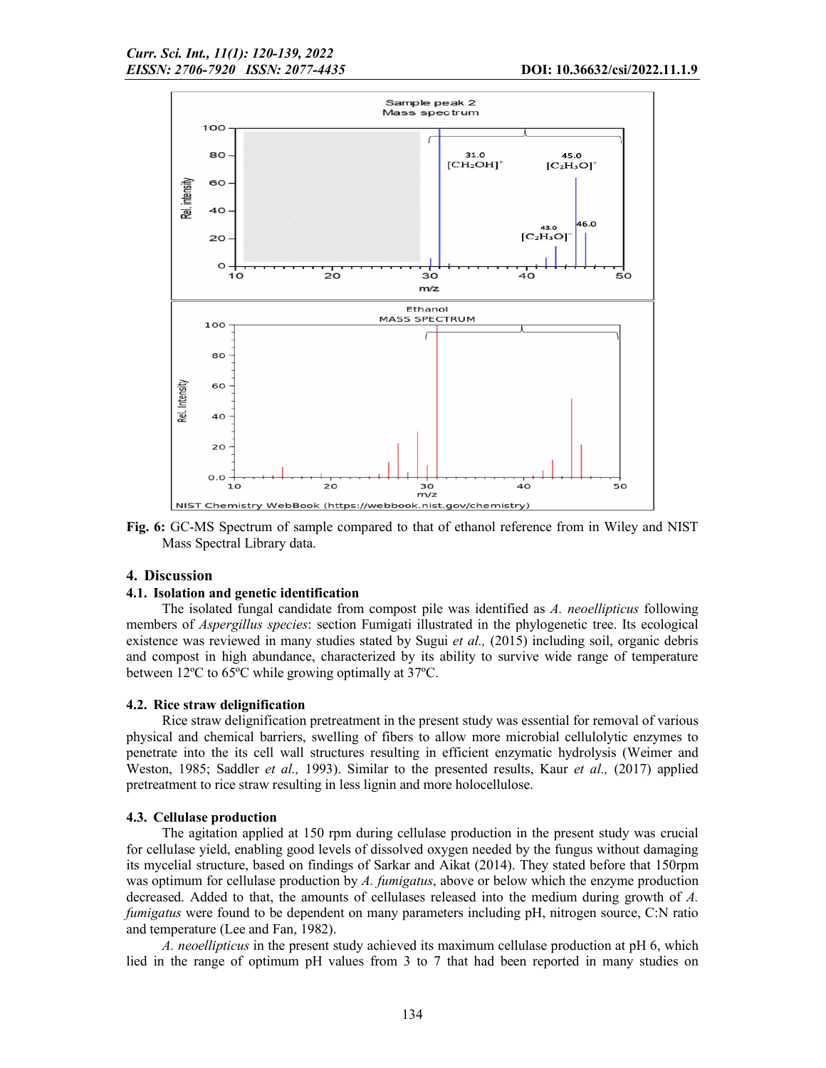**Fig. 6:** GC-MS Spectrum of sample compared to that of ethanol reference from in Wiley and NIST Mass Spectral Library data.

## 4. Discussion

### 4.1. Isolation and genetic identification

The isolated fungal candidate from compost pile was identified as *A. neoellipticus* following members of *Aspergillus species*: section Fumigati illustrated in the phylogenetic tree. Its ecological existence was reviewed in many studies stated by Sugui *et al.,* (2015) including soil, organic debris and compost in high abundance, characterized by its ability to survive wide range of temperature between 12ºC to 65ºC while growing optimally at 37ºC.

### 4.2. Rice straw delignification

Rice straw delignification pretreatment in the present study was essential for removal of various physical and chemical barriers, swelling of fibers to allow more microbial cellulolytic enzymes to penetrate into the its cell wall structures resulting in efficient enzymatic hydrolysis (Weimer and Weston, 1985; Saddler *et al.,* 1993). Similar to the presented results, Kaur *et al.,* (2017) applied pretreatment to rice straw resulting in less lignin and more holocellulose.

### 4.3. Cellulase production

The agitation applied at 150 rpm during cellulase production in the present study was crucial for cellulase yield, enabling good levels of dissolved oxygen needed by the fungus without damaging its mycelial structure, based on findings of Sarkar and Aikat (2014). They stated before that 150rpm was optimum for cellulase production by *A. fumigatus*, above or below which the enzyme production decreased. Added to that, the amounts of cellulases released into the medium during growth of *A. fumigatus* were found to be dependent on many parameters including pH, nitrogen source, C:N ratio and temperature (Lee and Fan, 1982).

*A. neoellipticus* in the present study achieved its maximum cellulase production at pH 6, which lied in the range of optimum pH values from 3 to 7 that had been reported in many studies on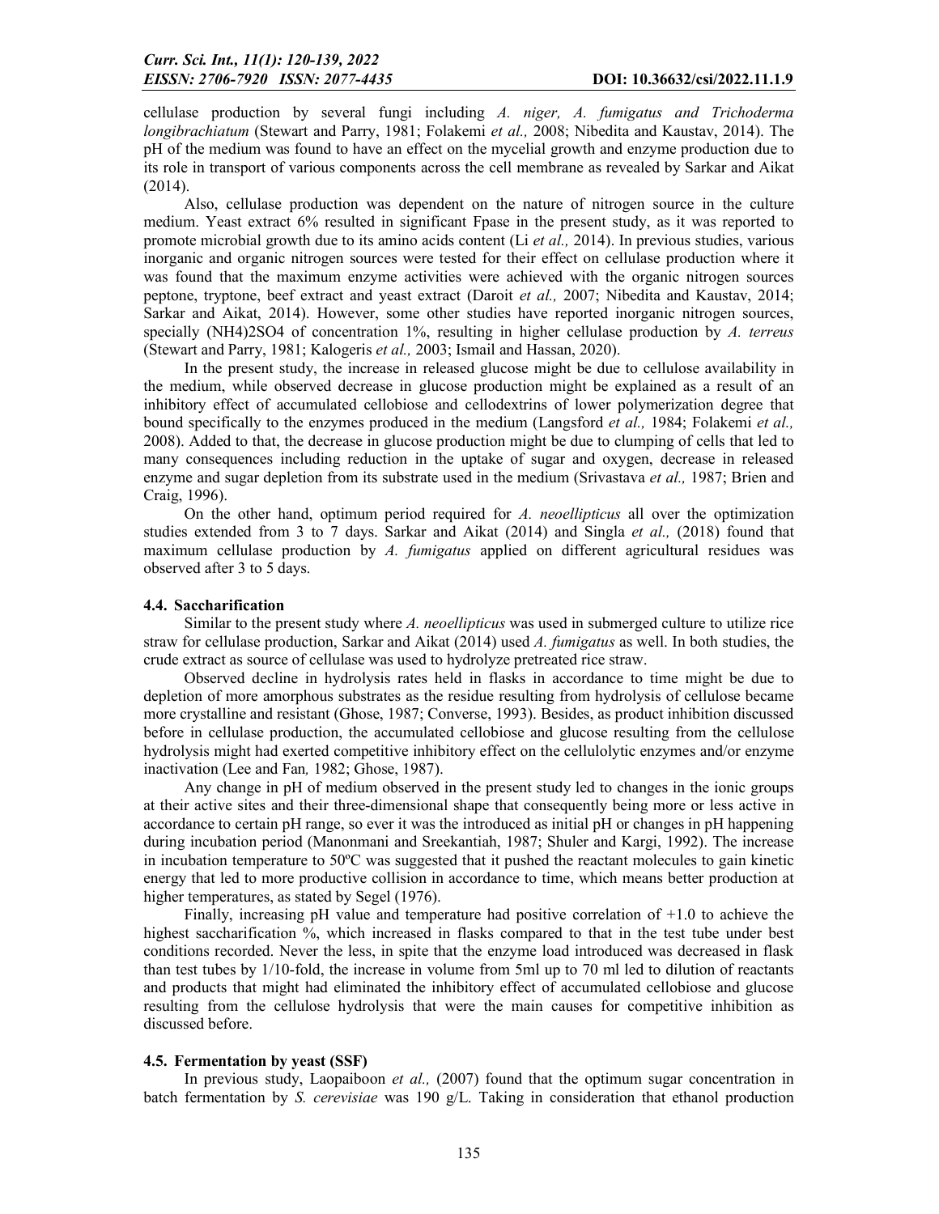cellulase production by several fungi including *A. niger, A. fumigatus and Trichoderma longibrachiatum* (Stewart and Parry, 1981; Folakemi *et al.,* 2008; Nibedita and Kaustav, 2014). The pH of the medium was found to have an effect on the mycelial growth and enzyme production due to its role in transport of various components across the cell membrane as revealed by Sarkar and Aikat (2014).

Also, cellulase production was dependent on the nature of nitrogen source in the culture medium. Yeast extract 6% resulted in significant Fpase in the present study, as it was reported to promote microbial growth due to its amino acids content (Li *et al.,* 2014). In previous studies, various inorganic and organic nitrogen sources were tested for their effect on cellulase production where it was found that the maximum enzyme activities were achieved with the organic nitrogen sources peptone, tryptone, beef extract and yeast extract (Daroit *et al.,* 2007; Nibedita and Kaustav, 2014; Sarkar and Aikat, 2014). However, some other studies have reported inorganic nitrogen sources, specially $(NH4)_2SO_4$ of concentration 1%, resulting in higher cellulase production by *A. terreus* (Stewart and Parry, 1981; Kalogeris *et al.,* 2003; Ismail and Hassan, 2020).

In the present study, the increase in released glucose might be due to cellulose availability in the medium, while observed decrease in glucose production might be explained as a result of an inhibitory effect of accumulated cellobiose and cellodextrins of lower polymerization degree that bound specifically to the enzymes produced in the medium (Langsford *et al.,* 1984; Folakemi *et al.,* 2008). Added to that, the decrease in glucose production might be due to clumping of cells that led to many consequences including reduction in the uptake of sugar and oxygen, decrease in released enzyme and sugar depletion from its substrate used in the medium (Srivastava *et al.,* 1987; Brien and Craig, 1996).

On the other hand, optimum period required for *A. neoellipticus* all over the optimization studies extended from 3 to 7 days. Sarkar and Aikat (2014) and Singla *et al.,* (2018) found that maximum cellulase production by *A. fumigatus* applied on different agricultural residues was observed after 3 to 5 days.

### 4.4. Saccharification

Similar to the present study where *A. neoellipticus* was used in submerged culture to utilize rice straw for cellulase production, Sarkar and Aikat (2014) used *A. fumigatus* as well. In both studies, the crude extract as source of cellulase was used to hydrolyze pretreated rice straw.

Observed decline in hydrolysis rates held in flasks in accordance to time might be due to depletion of more amorphous substrates as the residue resulting from hydrolysis of cellulose became more crystalline and resistant (Ghose, 1987; Converse, 1993). Besides, as product inhibition discussed before in cellulase production, the accumulated cellobiose and glucose resulting from the cellulose hydrolysis might had exerted competitive inhibitory effect on the cellulolytic enzymes and/or enzyme inactivation (Lee and Fan*,* 1982; Ghose, 1987).

Any change in pH of medium observed in the present study led to changes in the ionic groups at their active sites and their three-dimensional shape that consequently being more or less active in accordance to certain pH range, so ever it was the introduced as initial pH or changes in pH happening during incubation period (Manonmani and Sreekantiah, 1987; Shuler and Kargi, 1992). The increase in incubation temperature to 50ºC was suggested that it pushed the reactant molecules to gain kinetic energy that led to more productive collision in accordance to time, which means better production at higher temperatures, as stated by Segel (1976).

Finally, increasing pH value and temperature had positive correlation of +1.0 to achieve the highest saccharification %, which increased in flasks compared to that in the test tube under best conditions recorded. Never the less, in spite that the enzyme load introduced was decreased in flask than test tubes by 1/10-fold, the increase in volume from 5ml up to 70 ml led to dilution of reactants and products that might had eliminated the inhibitory effect of accumulated cellobiose and glucose resulting from the cellulose hydrolysis that were the main causes for competitive inhibition as discussed before.

### 4.5. Fermentation by yeast (SSF)

In previous study, Laopaiboon *et al.,* (2007) found that the optimum sugar concentration in batch fermentation by *S. cerevisiae* was 190 g/L. Taking in consideration that ethanol production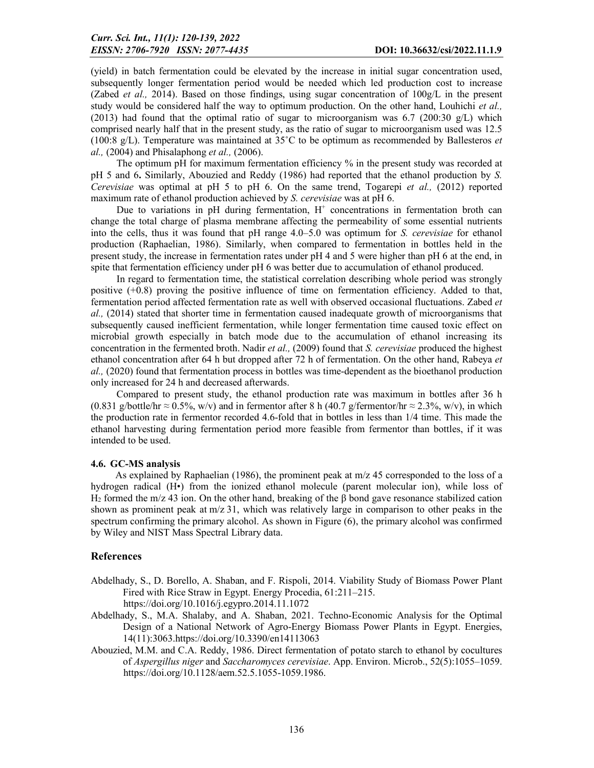(yield) in batch fermentation could be elevated by the increase in initial sugar concentration used, subsequently longer fermentation period would be needed which led production cost to increase (Zabed *et al.,* 2014). Based on those findings, using sugar concentration of 100g/L in the present study would be considered half the way to optimum production. On the other hand, Louhichi *et al.,* (2013) had found that the optimal ratio of sugar to microorganism was 6.7 (200:30 g/L) which comprised nearly half that in the present study, as the ratio of sugar to microorganism used was 12.5 (100:8 g/L). Temperature was maintained at 35˚C to be optimum as recommended by Ballesteros *et al.,* (2004) and Phisalaphong *et al.,* (2006).

The optimum pH for maximum fermentation efficiency % in the present study was recorded at pH 5 and 6**.** Similarly, Abouzied and Reddy (1986) had reported that the ethanol production by *S. Cerevisiae* was optimal at pH 5 to pH 6. On the same trend, Togarepi *et al.,* (2012) reported maximum rate of ethanol production achieved by *S. cerevisiae* was at pH 6.

Due to variations in pH during fermentation, $H^+$ concentrations in fermentation broth can change the total charge of plasma membrane affecting the permeability of some essential nutrients into the cells, thus it was found that pH range 4.0–5.0 was optimum for *S. cerevisiae* for ethanol production (Raphaelian, 1986). Similarly, when compared to fermentation in bottles held in the present study, the increase in fermentation rates under pH 4 and 5 were higher than pH 6 at the end, in spite that fermentation efficiency under pH 6 was better due to accumulation of ethanol produced.

In regard to fermentation time, the statistical correlation describing whole period was strongly positive (+0.8) proving the positive influence of time on fermentation efficiency. Added to that, fermentation period affected fermentation rate as well with observed occasional fluctuations. Zabed *et al.,* (2014) stated that shorter time in fermentation caused inadequate growth of microorganisms that subsequently caused inefficient fermentation, while longer fermentation time caused toxic effect on microbial growth especially in batch mode due to the accumulation of ethanol increasing its concentration in the fermented broth. Nadir *et al.,* (2009) found that *S. cerevisiae* produced the highest ethanol concentration after 64 h but dropped after 72 h of fermentation. On the other hand, Rabeya *et al.,* (2020) found that fermentation process in bottles was time-dependent as the bioethanol production only increased for 24 h and decreased afterwards.

Compared to present study, the ethanol production rate was maximum in bottles after 36 h (0.831 g/bottle/hr ≈ 0.5%, w/v) and in fermentor after 8 h (40.7 g/fermentor/hr ≈ 2.3%, w/v), in which the production rate in fermentor recorded 4.6-fold that in bottles in less than 1/4 time. This made the ethanol harvesting during fermentation period more feasible from fermentor than bottles, if it was intended to be used.

### 4.6. GC-MS analysis

As explained by Raphaelian (1986), the prominent peak at m/z 45 corresponded to the loss of a hydrogen radical (H•) from the ionized ethanol molecule (parent molecular ion), while loss of $H_2$ formed the m/z 43 ion. On the other hand, breaking of the β bond gave resonance stabilized cation shown as prominent peak at m/z 31, which was relatively large in comparison to other peaks in the spectrum confirming the primary alcohol. As shown in Figure (6), the primary alcohol was confirmed by Wiley and NIST Mass Spectral Library data.

## References

Abdelhady, S., D. Borello, A. Shaban, and F. Rispoli, 2014. Viability Study of Biomass Power Plant Fired with Rice Straw in Egypt. Energy Procedia, 61:211–215. https://doi.org/10.1016/j.egypro.2014.11.1072

Abdelhady, S., M.A. Shalaby, and A. Shaban, 2021. Techno-Economic Analysis for the Optimal Design of a National Network of Agro-Energy Biomass Power Plants in Egypt. Energies, 14(11):3063.https://doi.org/10.3390/en14113063

Abouzied, M.M. and C.A. Reddy, 1986. Direct fermentation of potato starch to ethanol by cocultures of *Aspergillus niger* and *Saccharomyces cerevisiae*. App. Environ. Microb., 52(5):1055–1059. https://doi.org/10.1128/aem.52.5.1055-1059.1986.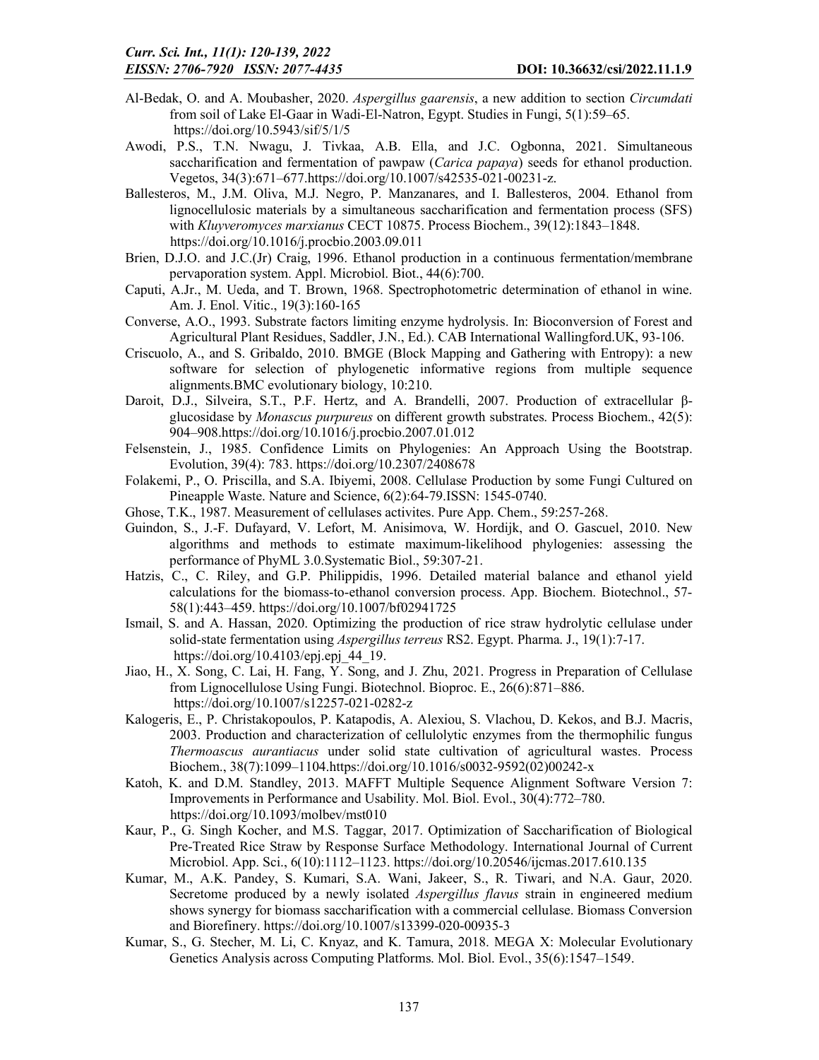Al-Bedak, O. and A. Moubasher, 2020. *Aspergillus gaarensis*, a new addition to section *Circumdati* from soil of Lake El-Gaar in Wadi-El-Natron, Egypt. Studies in Fungi, 5(1):59–65. https://doi.org/10.5943/sif/5/1/5

Awodi, P.S., T.N. Nwagu, J. Tivkaa, A.B. Ella, and J.C. Ogbonna, 2021. Simultaneous saccharification and fermentation of pawpaw (*Carica papaya*) seeds for ethanol production. Vegetos, 34(3):671–677.https://doi.org/10.1007/s42535-021-00231-z.

Ballesteros, M., J.M. Oliva, M.J. Negro, P. Manzanares, and I. Ballesteros, 2004. Ethanol from lignocellulosic materials by a simultaneous saccharification and fermentation process (SFS) with *Kluyveromyces marxianus* CECT 10875. Process Biochem., 39(12):1843–1848. https://doi.org/10.1016/j.procbio.2003.09.011

Brien, D.J.O. and J.C.(Jr) Craig, 1996. Ethanol production in a continuous fermentation/membrane pervaporation system. Appl. Microbiol. Biot., 44(6):700.

Caputi, A.Jr., M. Ueda, and T. Brown, 1968. Spectrophotometric determination of ethanol in wine. Am. J. Enol. Vitic., 19(3):160-165

Converse, A.O., 1993. Substrate factors limiting enzyme hydrolysis. In: Bioconversion of Forest and Agricultural Plant Residues, Saddler, J.N., Ed.). CAB International Wallingford.UK, 93-106.

Criscuolo, A., and S. Gribaldo, 2010. BMGE (Block Mapping and Gathering with Entropy): a new software for selection of phylogenetic informative regions from multiple sequence alignments.BMC evolutionary biology, 10:210.

Daroit, D.J., Silveira, S.T., P.F. Hertz, and A. Brandelli, 2007. Production of extracellular β-glucosidase by *Monascus purpureus* on different growth substrates. Process Biochem., 42(5): 904–908.https://doi.org/10.1016/j.procbio.2007.01.012

Felsenstein, J., 1985. Confidence Limits on Phylogenies: An Approach Using the Bootstrap. Evolution, 39(4): 783. https://doi.org/10.2307/2408678

Folakemi, P., O. Priscilla, and S.A. Ibiyemi, 2008. Cellulase Production by some Fungi Cultured on Pineapple Waste. Nature and Science, 6(2):64-79.ISSN: 1545-0740.

Ghose, T.K., 1987. Measurement of cellulases activites. Pure App. Chem., 59:257-268.

Guindon, S., J.-F. Dufayard, V. Lefort, M. Anisimova, W. Hordijk, and O. Gascuel, 2010. New algorithms and methods to estimate maximum-likelihood phylogenies: assessing the performance of PhyML 3.0.Systematic Biol., 59:307-21.

Hatzis, C., C. Riley, and G.P. Philippidis, 1996. Detailed material balance and ethanol yield calculations for the biomass-to-ethanol conversion process. App. Biochem. Biotechnol., 57-58(1):443–459. https://doi.org/10.1007/bf02941725

Ismail, S. and A. Hassan, 2020. Optimizing the production of rice straw hydrolytic cellulase under solid-state fermentation using *Aspergillus terreus* RS2. Egypt. Pharma. J., 19(1):7-17. https://doi.org/10.4103/epj.epj_44_19.

Jiao, H., X. Song, C. Lai, H. Fang, Y. Song, and J. Zhu, 2021. Progress in Preparation of Cellulase from Lignocellulose Using Fungi. Biotechnol. Bioproc. E., 26(6):871–886. https://doi.org/10.1007/s12257-021-0282-z

Kalogeris, E., P. Christakopoulos, P. Katapodis, A. Alexiou, S. Vlachou, D. Kekos, and B.J. Macris, 2003. Production and characterization of cellulolytic enzymes from the thermophilic fungus *Thermoascus aurantiacus* under solid state cultivation of agricultural wastes. Process Biochem., 38(7):1099–1104.https://doi.org/10.1016/s0032-9592(02)00242-x

Katoh, K. and D.M. Standley, 2013. MAFFT Multiple Sequence Alignment Software Version 7: Improvements in Performance and Usability. Mol. Biol. Evol., 30(4):772–780. https://doi.org/10.1093/molbev/mst010

Kaur, P., G. Singh Kocher, and M.S. Taggar, 2017. Optimization of Saccharification of Biological Pre-Treated Rice Straw by Response Surface Methodology. International Journal of Current Microbiol. App. Sci., 6(10):1112–1123. https://doi.org/10.20546/ijcmas.2017.610.135

Kumar, M., A.K. Pandey, S. Kumari, S.A. Wani, Jakeer, S., R. Tiwari, and N.A. Gaur, 2020. Secretome produced by a newly isolated *Aspergillus flavus* strain in engineered medium shows synergy for biomass saccharification with a commercial cellulase. Biomass Conversion and Biorefinery. https://doi.org/10.1007/s13399-020-00935-3

Kumar, S., G. Stecher, M. Li, C. Knyaz, and K. Tamura, 2018. MEGA X: Molecular Evolutionary Genetics Analysis across Computing Platforms. Mol. Biol. Evol., 35(6):1547–1549.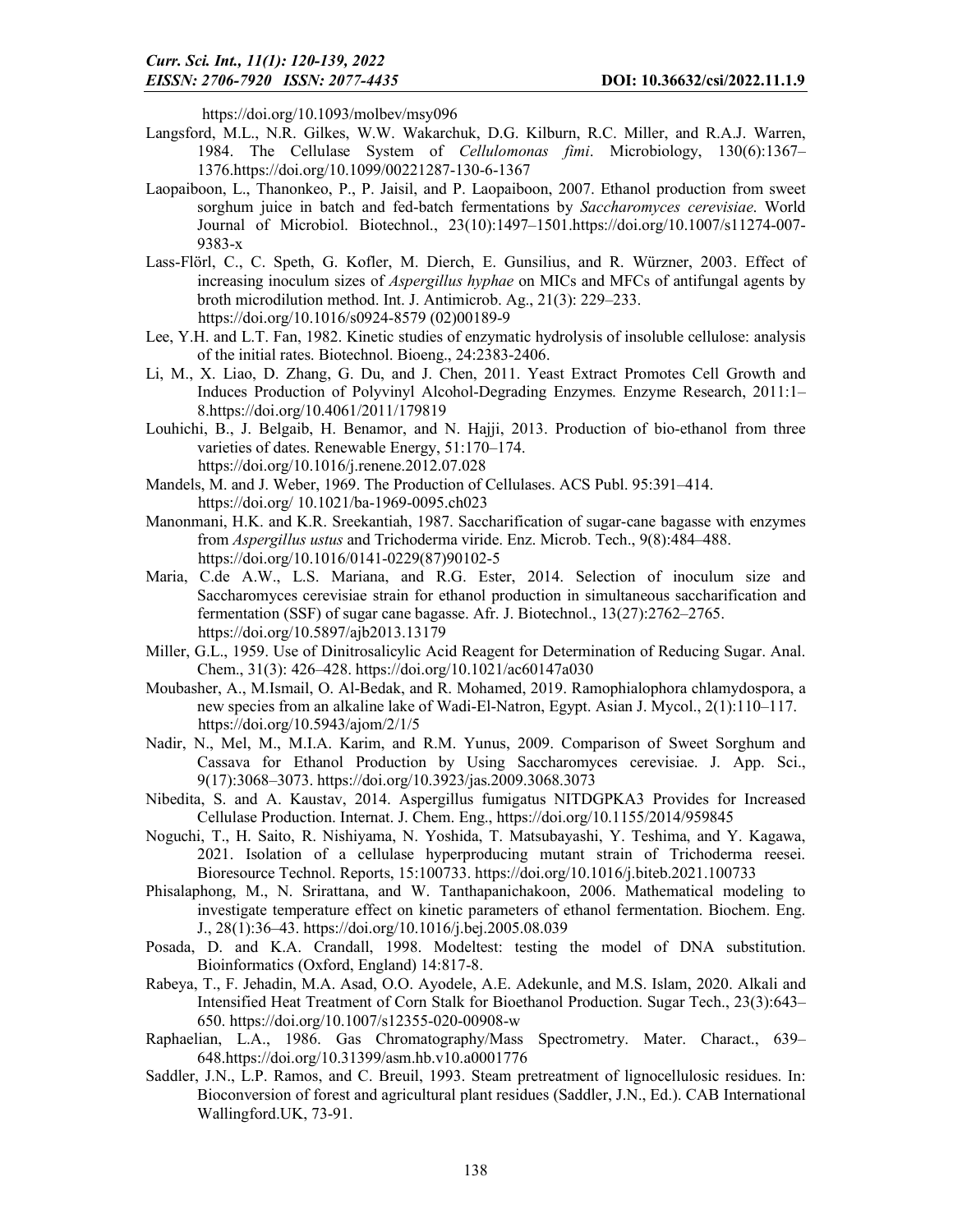https://doi.org/10.1093/molbev/msy096

Langsford, M.L., N.R. Gilkes, W.W. Wakarchuk, D.G. Kilburn, R.C. Miller, and R.A.J. Warren, 1984. The Cellulase System of *Cellulomonas fimi*. Microbiology, 130(6):1367–1376.https://doi.org/10.1099/00221287-130-6-1367

Laopaiboon, L., Thanonkeo, P., P. Jaisil, and P. Laopaiboon, 2007. Ethanol production from sweet sorghum juice in batch and fed-batch fermentations by *Saccharomyces cerevisiae*. World Journal of Microbiol. Biotechnol., 23(10):1497–1501.https://doi.org/10.1007/s11274-007-9383-x

Lass-Flörl, C., C. Speth, G. Kofler, M. Dierch, E. Gunsilius, and R. Würzner, 2003. Effect of increasing inoculum sizes of *Aspergillus hyphae* on MICs and MFCs of antifungal agents by broth microdilution method. Int. J. Antimicrob. Ag., 21(3): 229–233. https://doi.org/10.1016/s0924-8579 (02)00189-9

Lee, Y.H. and L.T. Fan, 1982. Kinetic studies of enzymatic hydrolysis of insoluble cellulose: analysis of the initial rates. Biotechnol. Bioeng., 24:2383-2406.

Li, M., X. Liao, D. Zhang, G. Du, and J. Chen, 2011. Yeast Extract Promotes Cell Growth and Induces Production of Polyvinyl Alcohol-Degrading Enzymes. Enzyme Research, 2011:1–8.https://doi.org/10.4061/2011/179819

Louhichi, B., J. Belgaib, H. Benamor, and N. Hajji, 2013. Production of bio-ethanol from three varieties of dates. Renewable Energy, 51:170–174. https://doi.org/10.1016/j.renene.2012.07.028

Mandels, M. and J. Weber, 1969. The Production of Cellulases. ACS Publ. 95:391–414. https://doi.org/ 10.1021/ba-1969-0095.ch023

Manonmani, H.K. and K.R. Sreekantiah, 1987. Saccharification of sugar-cane bagasse with enzymes from *Aspergillus ustus* and Trichoderma viride. Enz. Microb. Tech., 9(8):484–488. https://doi.org/10.1016/0141-0229(87)90102-5

Maria, C.de A.W., L.S. Mariana, and R.G. Ester, 2014. Selection of inoculum size and Saccharomyces cerevisiae strain for ethanol production in simultaneous saccharification and fermentation (SSF) of sugar cane bagasse. Afr. J. Biotechnol., 13(27):2762–2765. https://doi.org/10.5897/ajb2013.13179

Miller, G.L., 1959. Use of Dinitrosalicylic Acid Reagent for Determination of Reducing Sugar. Anal. Chem., 31(3): 426–428. https://doi.org/10.1021/ac60147a030

Moubasher, A., M.Ismail, O. Al-Bedak, and R. Mohamed, 2019. Ramophialophora chlamydospora, a new species from an alkaline lake of Wadi-El-Natron, Egypt. Asian J. Mycol., 2(1):110–117. https://doi.org/10.5943/ajom/2/1/5

Nadir, N., Mel, M., M.I.A. Karim, and R.M. Yunus, 2009. Comparison of Sweet Sorghum and Cassava for Ethanol Production by Using Saccharomyces cerevisiae. J. App. Sci., 9(17):3068–3073. https://doi.org/10.3923/jas.2009.3068.3073

Nibedita, S. and A. Kaustav, 2014. Aspergillus fumigatus NITDGPKA3 Provides for Increased Cellulase Production. Internat. J. Chem. Eng., https://doi.org/10.1155/2014/959845

Noguchi, T., H. Saito, R. Nishiyama, N. Yoshida, T. Matsubayashi, Y. Teshima, and Y. Kagawa, 2021. Isolation of a cellulase hyperproducing mutant strain of Trichoderma reesei. Bioresource Technol. Reports, 15:100733. https://doi.org/10.1016/j.biteb.2021.100733

Phisalaphong, M., N. Srirattana, and W. Tanthapanichakoon, 2006. Mathematical modeling to investigate temperature effect on kinetic parameters of ethanol fermentation. Biochem. Eng. J., 28(1):36–43. https://doi.org/10.1016/j.bej.2005.08.039

Posada, D. and K.A. Crandall, 1998. Modeltest: testing the model of DNA substitution. Bioinformatics (Oxford, England) 14:817-8.

Rabeya, T., F. Jehadin, M.A. Asad, O.O. Ayodele, A.E. Adekunle, and M.S. Islam, 2020. Alkali and Intensified Heat Treatment of Corn Stalk for Bioethanol Production. Sugar Tech., 23(3):643–650. https://doi.org/10.1007/s12355-020-00908-w

Raphaelian, L.A., 1986. Gas Chromatography/Mass Spectrometry. Mater. Charact., 639–648.https://doi.org/10.31399/asm.hb.v10.a0001776

Saddler, J.N., L.P. Ramos, and C. Breuil, 1993. Steam pretreatment of lignocellulosic residues. In: Bioconversion of forest and agricultural plant residues (Saddler, J.N., Ed.). CAB International Wallingford.UK, 73-91.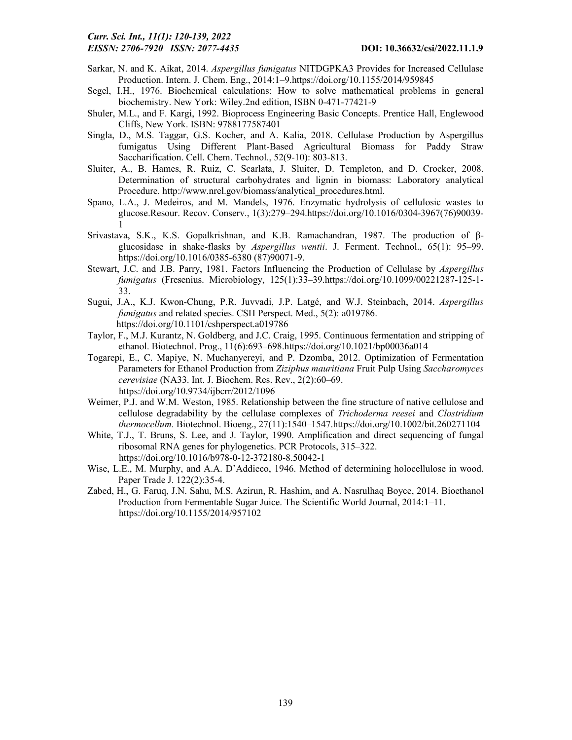Sarkar, N. and K. Aikat, 2014. *Aspergillus fumigatus* NITDGPKA3 Provides for Increased Cellulase Production. Intern. J. Chem. Eng., 2014:1–9.https://doi.org/10.1155/2014/959845

Segel, I.H., 1976. Biochemical calculations: How to solve mathematical problems in general biochemistry. New York: Wiley.2nd edition, ISBN 0-471-77421-9

Shuler, M.L., and F. Kargi, 1992. Bioprocess Engineering Basic Concepts. Prentice Hall, Englewood Cliffs, New York. ISBN: 9788177587401

Singla, D., M.S. Taggar, G.S. Kocher, and A. Kalia, 2018. Cellulase Production by Aspergillus fumigatus Using Different Plant-Based Agricultural Biomass for Paddy Straw Saccharification. Cell. Chem. Technol., 52(9-10): 803-813.

Sluiter, A., B. Hames, R. Ruiz, C. Scarlata, J. Sluiter, D. Templeton, and D. Crocker, 2008. Determination of structural carbohydrates and lignin in biomass: Laboratory analytical Procedure. http://www.nrel.gov/biomass/analytical_procedures.html.

Spano, L.A., J. Medeiros, and M. Mandels, 1976. Enzymatic hydrolysis of cellulosic wastes to glucose.Resour. Recov. Conserv., 1(3):279–294.https://doi.org/10.1016/0304-3967(76)90039-1

Srivastava, S.K., K.S. Gopalkrishnan, and K.B. Ramachandran, 1987. The production of β-glucosidase in shake-flasks by *Aspergillus wentii*. J. Ferment. Technol., 65(1): 95–99. https://doi.org/10.1016/0385-6380 (87)90071-9.

Stewart, J.C. and J.B. Parry, 1981. Factors Influencing the Production of Cellulase by *Aspergillus fumigatus* (Fresenius. Microbiology, 125(1):33–39.https://doi.org/10.1099/00221287-125-1-33.

Sugui, J.A., K.J. Kwon-Chung, P.R. Juvvadi, J.P. Latgé, and W.J. Steinbach, 2014. *Aspergillus fumigatus* and related species. CSH Perspect. Med., 5(2): a019786. https://doi.org/10.1101/cshperspect.a019786

Taylor, F., M.J. Kurantz, N. Goldberg, and J.C. Craig, 1995. Continuous fermentation and stripping of ethanol. Biotechnol. Prog., 11(6):693–698.https://doi.org/10.1021/bp00036a014

Togarepi, E., C. Mapiye, N. Muchanyereyi, and P. Dzomba, 2012. Optimization of Fermentation Parameters for Ethanol Production from *Ziziphus mauritiana* Fruit Pulp Using *Saccharomyces cerevisiae* (NA33. Int. J. Biochem. Res. Rev., 2(2):60–69. https://doi.org/10.9734/ijbcrr/2012/1096

Weimer, P.J. and W.M. Weston, 1985. Relationship between the fine structure of native cellulose and cellulose degradability by the cellulase complexes of *Trichoderma reesei* and *Clostridium thermocellum*. Biotechnol. Bioeng., 27(11):1540–1547.https://doi.org/10.1002/bit.260271104

White, T.J., T. Bruns, S. Lee, and J. Taylor, 1990. Amplification and direct sequencing of fungal ribosomal RNA genes for phylogenetics. PCR Protocols, 315–322. https://doi.org/10.1016/b978-0-12-372180-8.50042-1

Wise, L.E., M. Murphy, and A.A. D'Addieco, 1946. Method of determining holocellulose in wood. Paper Trade J. 122(2):35-4.

Zabed, H., G. Faruq, J.N. Sahu, M.S. Azirun, R. Hashim, and A. Nasrulhaq Boyce, 2014. Bioethanol Production from Fermentable Sugar Juice. The Scientific World Journal, 2014:1–11. https://doi.org/10.1155/2014/957102